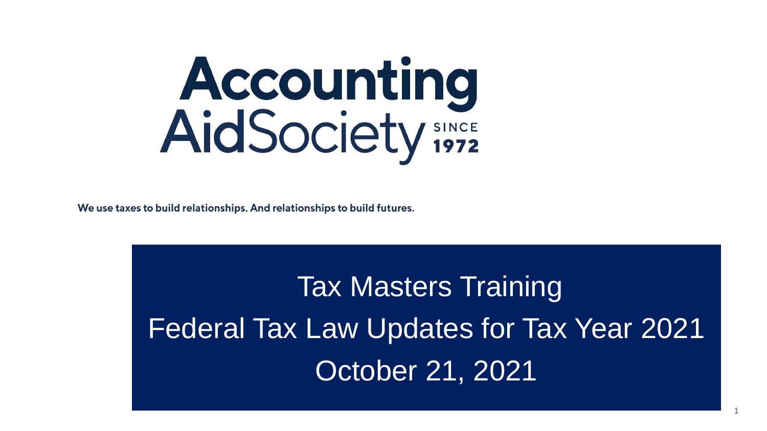# Accounting Aid Society

SINCE 1972

**We use taxes to build relationships. And relationships to build futures.**

## Tax Masters Training

## Federal Tax Law Updates for Tax Year 2021

## October 21, 2021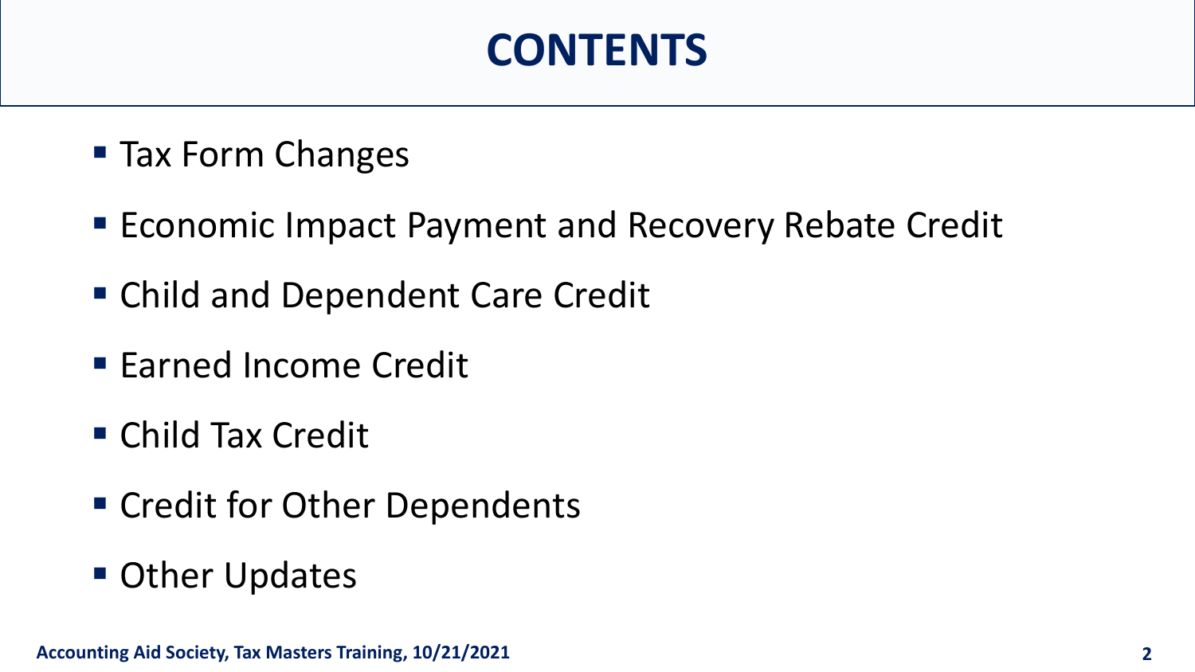# CONTENTS

- Tax Form Changes
- Economic Impact Payment and Recovery Rebate Credit
- Child and Dependent Care Credit
- Earned Income Credit
- Child Tax Credit
- Credit for Other Dependents
- Other Updates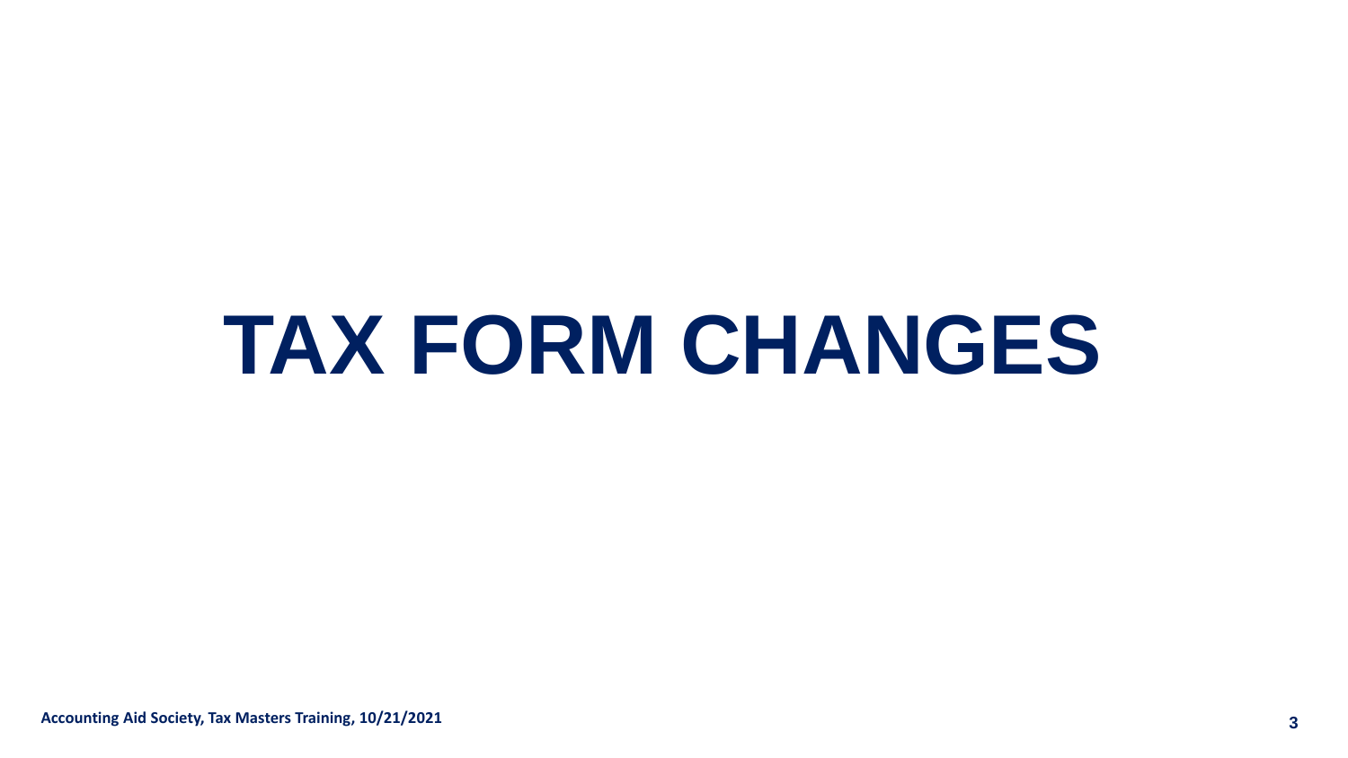# TAX FORM CHANGES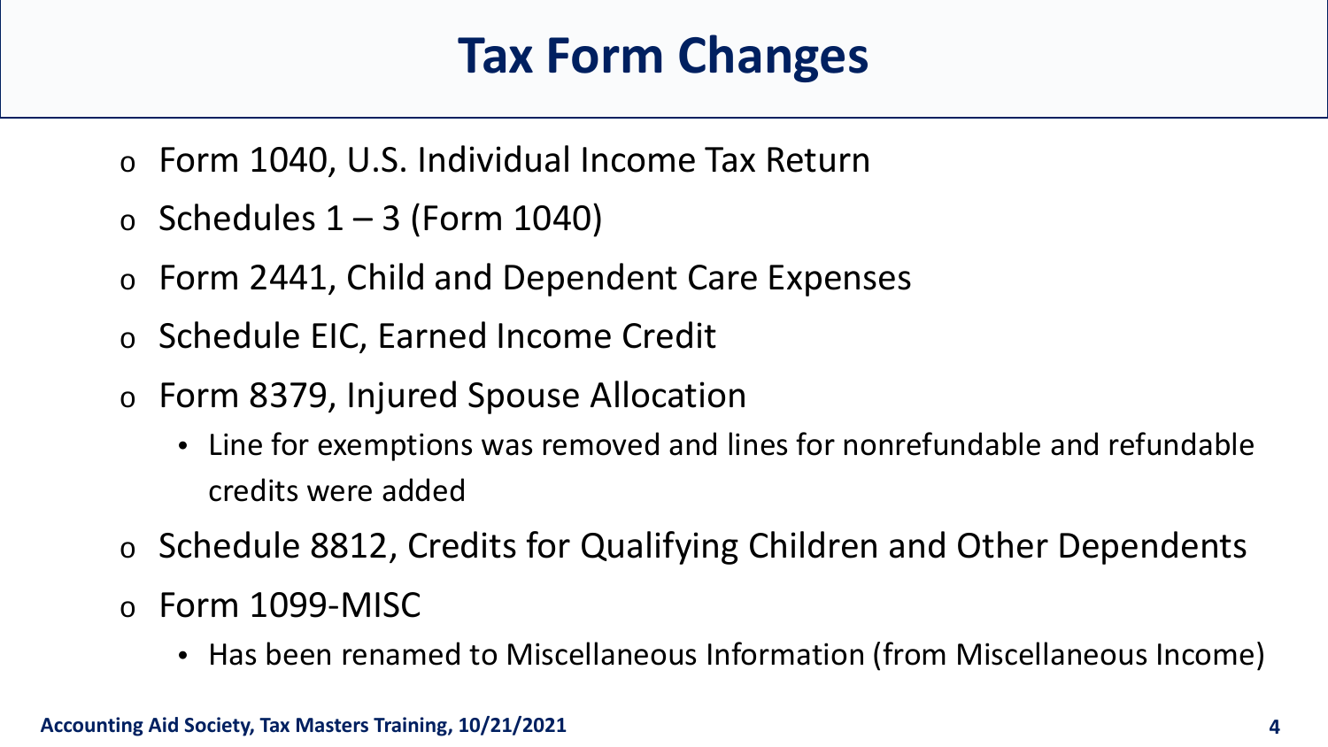# Tax Form Changes

- Form 1040, U.S. Individual Income Tax Return
- Schedules 1 – 3 (Form 1040)
- Form 2441, Child and Dependent Care Expenses
- Schedule EIC, Earned Income Credit
- Form 8379, Injured Spouse Allocation
  - Line for exemptions was removed and lines for nonrefundable and refundable credits were added
- Schedule 8812, Credits for Qualifying Children and Other Dependents
- Form 1099-MISC
  - Has been renamed to Miscellaneous Information (from Miscellaneous Income)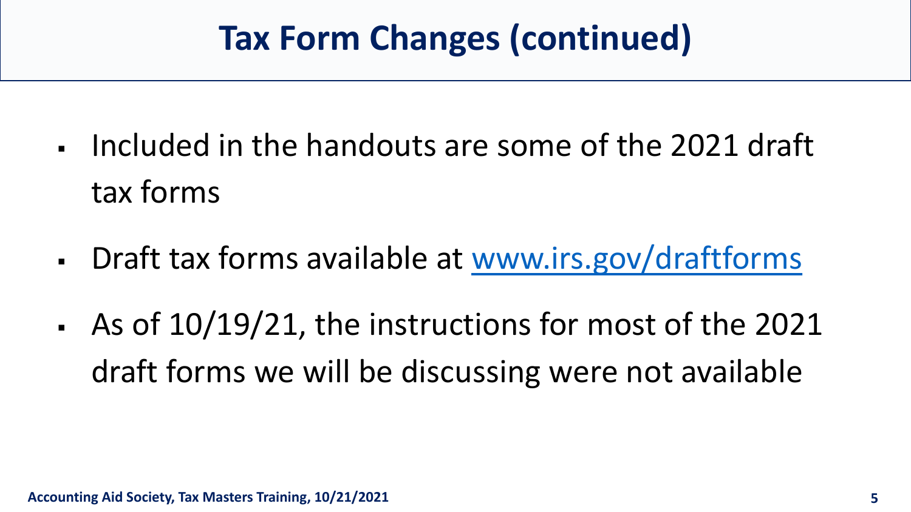# Tax Form Changes (continued)

- Included in the handouts are some of the 2021 draft tax forms
- Draft tax forms available at [www.irs.gov/draftforms](http://www.irs.gov/draftforms)
- As of 10/19/21, the instructions for most of the 2021 draft forms we will be discussing were not available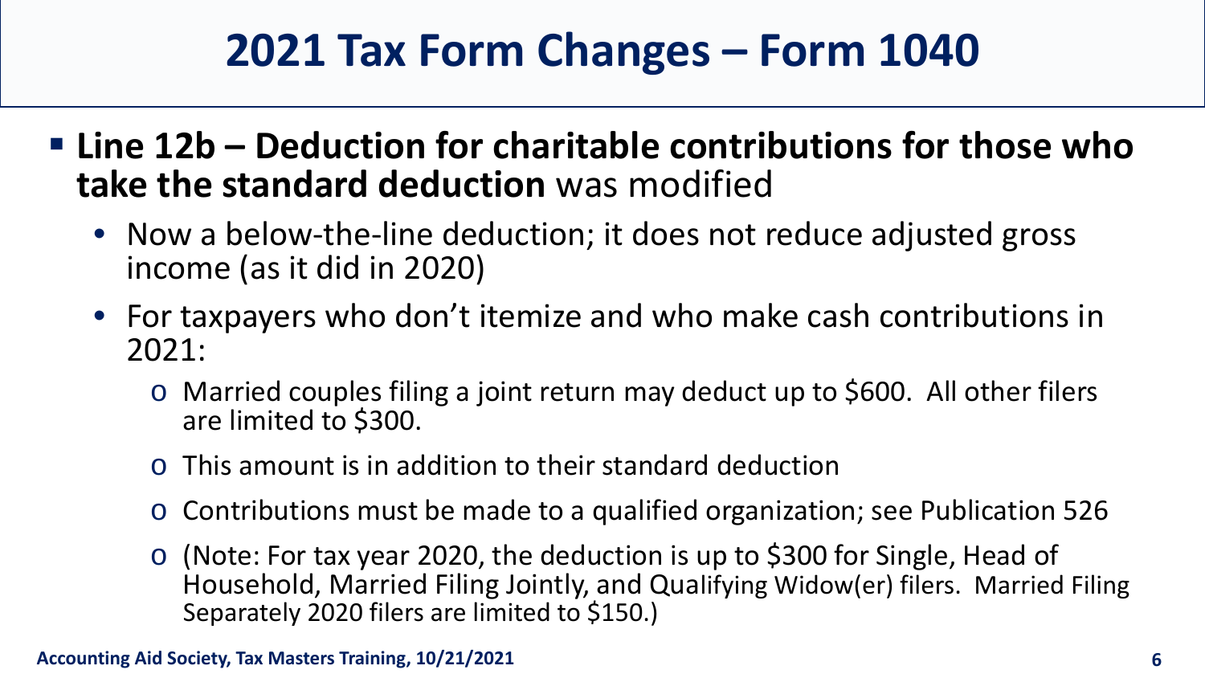# 2021 Tax Form Changes – Form 1040

- **Line 12b – Deduction for charitable contributions for those who take the standard deduction** was modified
  - Now a below-the-line deduction; it does not reduce adjusted gross income (as it did in 2020)
  - For taxpayers who don't itemize and who make cash contributions in 2021:
    - Married couples filing a joint return may deduct up to $600. All other filers are limited to $300.
    - This amount is in addition to their standard deduction
    - Contributions must be made to a qualified organization; see Publication 526
    - (Note: For tax year 2020, the deduction is up to $300 for Single, Head of Household, Married Filing Jointly, and Qualifying Widow(er) filers. Married Filing Separately 2020 filers are limited to $150.)

Accounting Aid Society, Tax Masters Training, 10/21/2021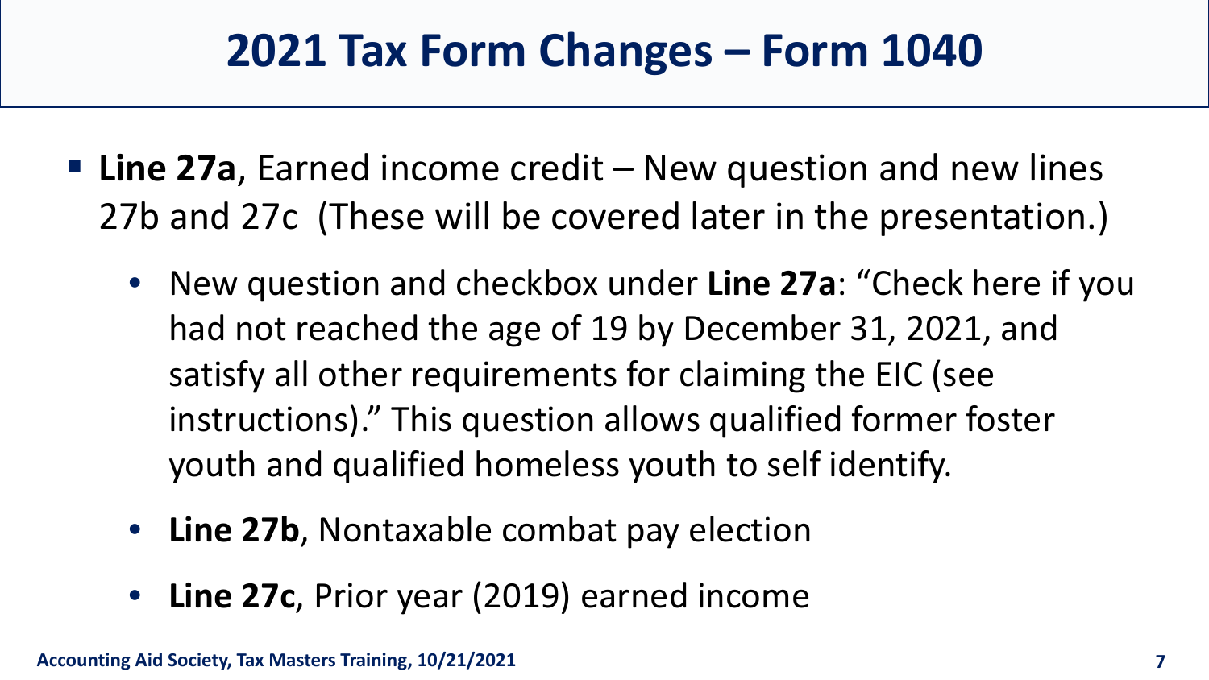# 2021 Tax Form Changes – Form 1040

- **Line 27a**, Earned income credit – New question and new lines 27b and 27c (These will be covered later in the presentation.)
  - New question and checkbox under **Line 27a**: "Check here if you had not reached the age of 19 by December 31, 2021, and satisfy all other requirements for claiming the EIC (see instructions)." This question allows qualified former foster youth and qualified homeless youth to self identify.
  - **Line 27b**, Nontaxable combat pay election
  - **Line 27c**, Prior year (2019) earned income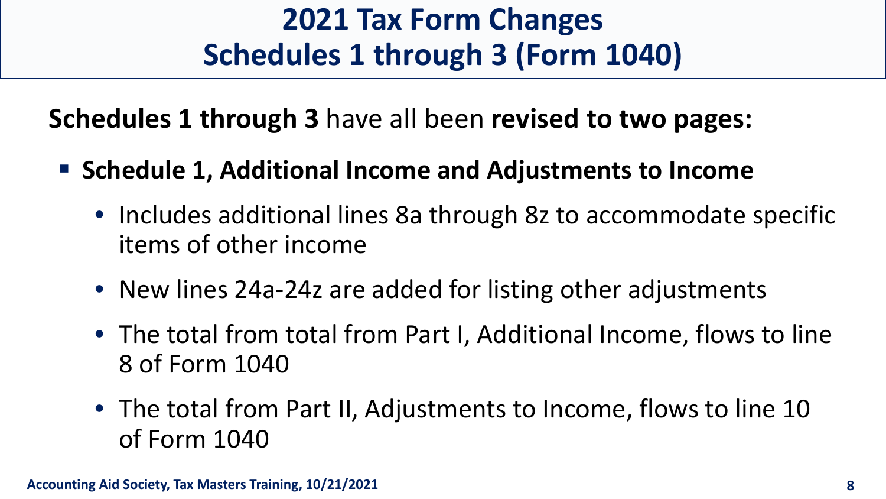# 2021 Tax Form Changes
# Schedules 1 through 3 (Form 1040)

**Schedules 1 through 3** have all been **revised to two pages:**

- **Schedule 1, Additional Income and Adjustments to Income**
  - Includes additional lines 8a through 8z to accommodate specific items of other income
  - New lines 24a-24z are added for listing other adjustments
  - The total from total from Part I, Additional Income, flows to line 8 of Form 1040
  - The total from Part II, Adjustments to Income, flows to line 10 of Form 1040

**Accounting Aid Society, Tax Masters Training, 10/21/2021**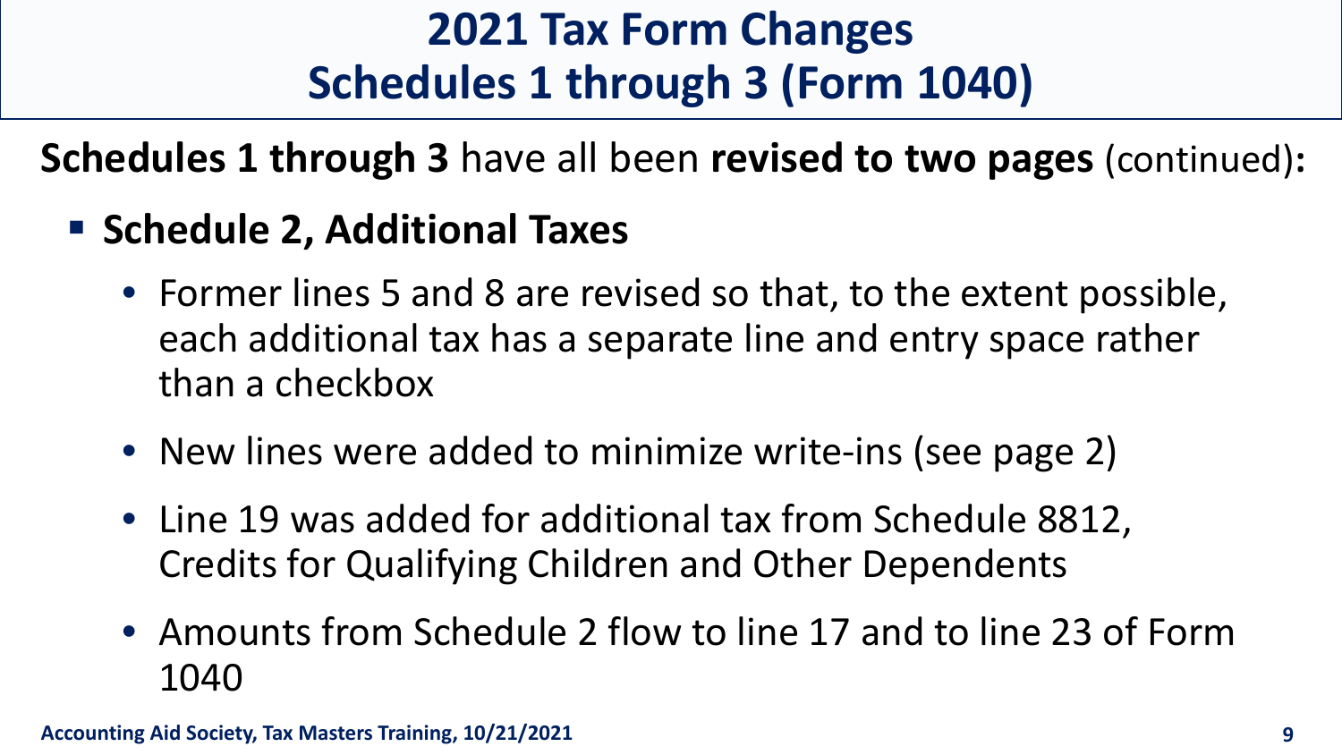# 2021 Tax Form Changes
# Schedules 1 through 3 (Form 1040)

**Schedules 1 through 3** have all been **revised to two pages** (continued):

- **Schedule 2, Additional Taxes**
  - Former lines 5 and 8 are revised so that, to the extent possible, each additional tax has a separate line and entry space rather than a checkbox
  - New lines were added to minimize write-ins (see page 2)
  - Line 19 was added for additional tax from Schedule 8812, Credits for Qualifying Children and Other Dependents
  - Amounts from Schedule 2 flow to line 17 and to line 23 of Form 1040

Accounting Aid Society, Tax Masters Training, 10/21/2021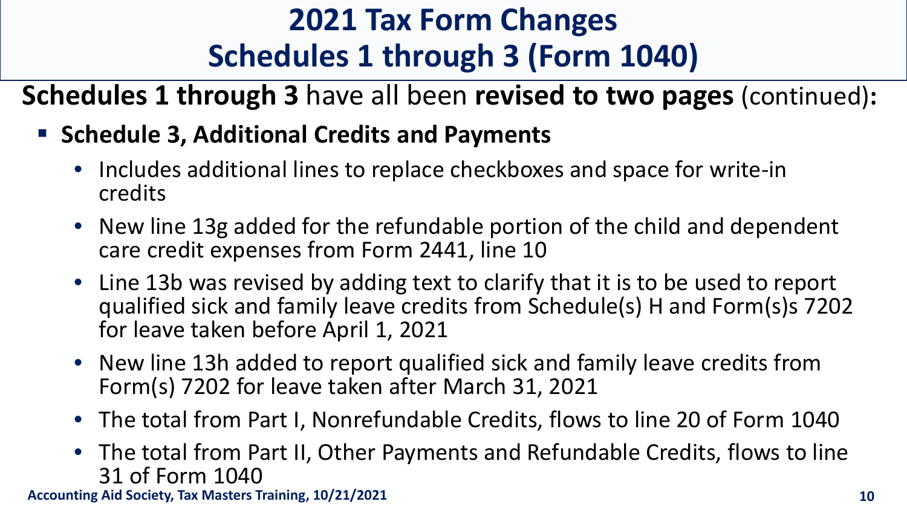# 2021 Tax Form Changes
# Schedules 1 through 3 (Form 1040)

**Schedules 1 through 3** have all been **revised to two pages** (continued):

- **Schedule 3, Additional Credits and Payments**
  - Includes additional lines to replace checkboxes and space for write-in credits
  - New line 13g added for the refundable portion of the child and dependent care credit expenses from Form 2441, line 10
  - Line 13b was revised by adding text to clarify that it is to be used to report qualified sick and family leave credits from Schedule(s) H and Form(s)s 7202 for leave taken before April 1, 2021
  - New line 13h added to report qualified sick and family leave credits from Form(s) 7202 for leave taken after March 31, 2021
  - The total from Part I, Nonrefundable Credits, flows to line 20 of Form 1040
  - The total from Part II, Other Payments and Refundable Credits, flows to line 31 of Form 1040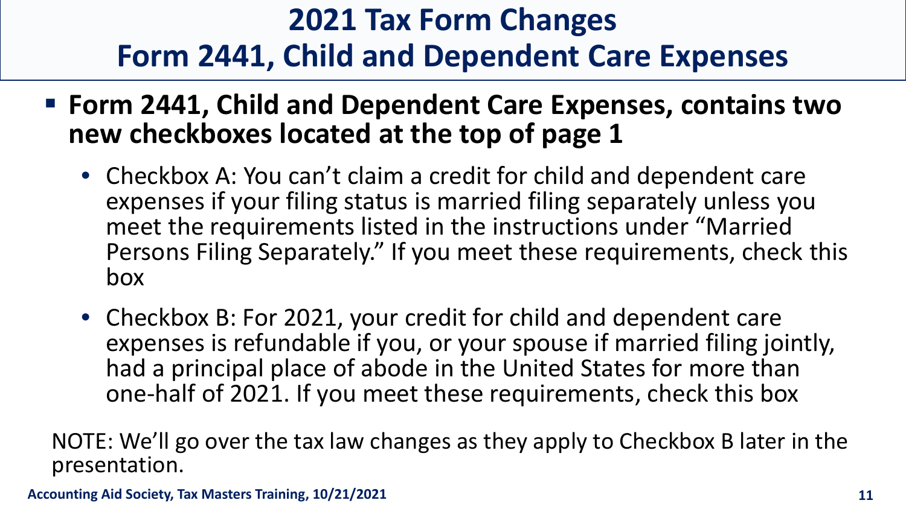# 2021 Tax Form Changes
## Form 2441, Child and Dependent Care Expenses

- **Form 2441, Child and Dependent Care Expenses, contains two new checkboxes located at the top of page 1**
  - Checkbox A: You can't claim a credit for child and dependent care expenses if your filing status is married filing separately unless you meet the requirements listed in the instructions under "Married Persons Filing Separately." If you meet these requirements, check this box
  - Checkbox B: For 2021, your credit for child and dependent care expenses is refundable if you, or your spouse if married filing jointly, had a principal place of abode in the United States for more than one-half of 2021. If you meet these requirements, check this box

NOTE: We'll go over the tax law changes as they apply to Checkbox B later in the presentation.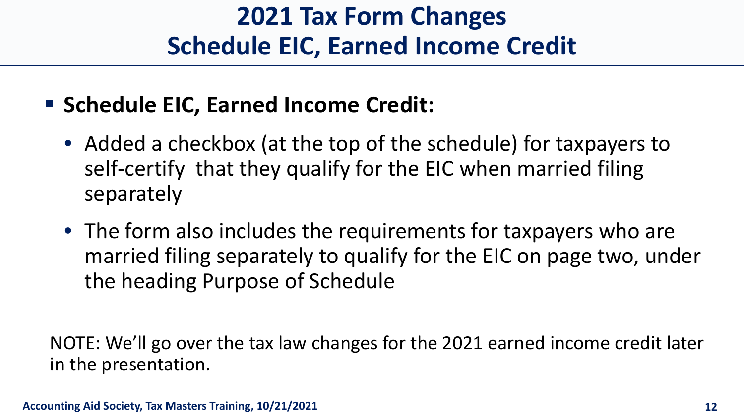# 2021 Tax Form Changes
# Schedule EIC, Earned Income Credit

- **Schedule EIC, Earned Income Credit:**
  - Added a checkbox (at the top of the schedule) for taxpayers to self-certify that they qualify for the EIC when married filing separately
  - The form also includes the requirements for taxpayers who are married filing separately to qualify for the EIC on page two, under the heading Purpose of Schedule

NOTE: We'll go over the tax law changes for the 2021 earned income credit later in the presentation.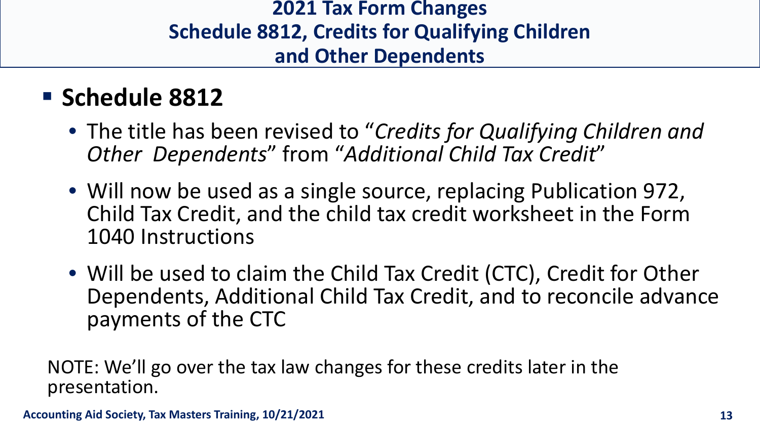# 2021 Tax Form Changes
# Schedule 8812, Credits for Qualifying Children and Other Dependents

- **Schedule 8812**
  - The title has been revised to "*Credits for Qualifying Children and Other Dependents*" from "*Additional Child Tax Credit*"
  - Will now be used as a single source, replacing Publication 972, Child Tax Credit, and the child tax credit worksheet in the Form 1040 Instructions
  - Will be used to claim the Child Tax Credit (CTC), Credit for Other Dependents, Additional Child Tax Credit, and to reconcile advance payments of the CTC

NOTE: We'll go over the tax law changes for these credits later in the presentation.

**Accounting Aid Society, Tax Masters Training, 10/21/2021**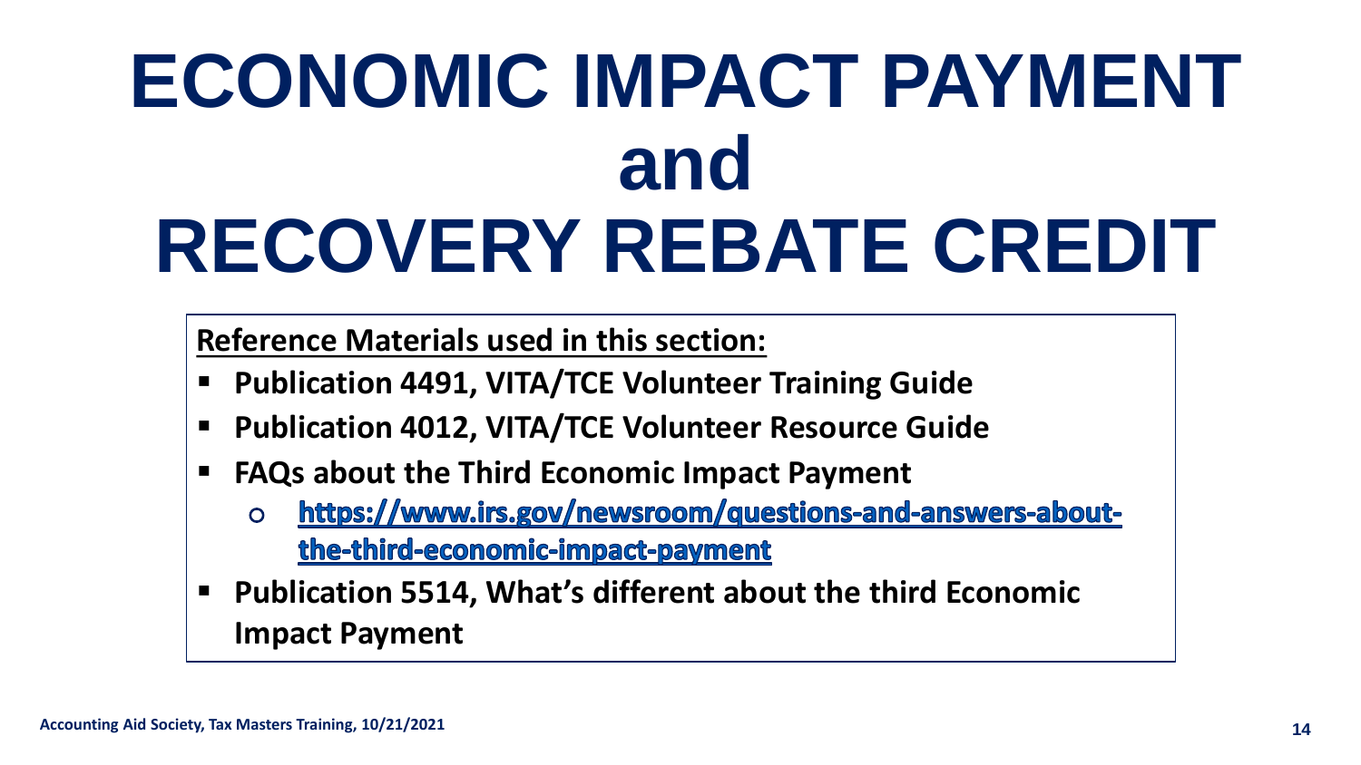# ECONOMIC IMPACT PAYMENT and RECOVERY REBATE CREDIT

**Reference Materials used in this section:**

- **Publication 4491, VITA/TCE Volunteer Training Guide**
- **Publication 4012, VITA/TCE Volunteer Resource Guide**
- **FAQs about the Third Economic Impact Payment**
  - **https://www.irs.gov/newsroom/questions-and-answers-about-the-third-economic-impact-payment**
- **Publication 5514, What's different about the third Economic Impact Payment**

Accounting Aid Society, Tax Masters Training, 10/21/2021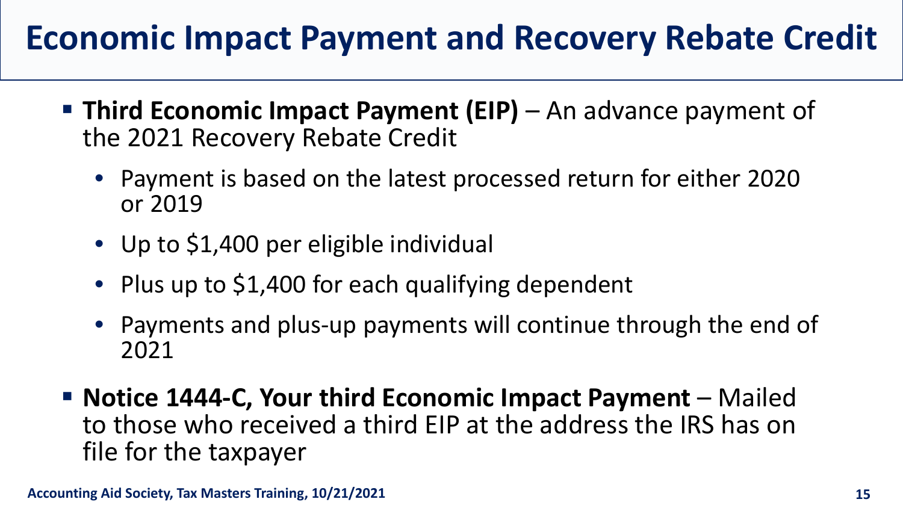# Economic Impact Payment and Recovery Rebate Credit

- **Third Economic Impact Payment (EIP)** – An advance payment of the 2021 Recovery Rebate Credit
  - Payment is based on the latest processed return for either 2020 or 2019
  - Up to $1,400 per eligible individual
  - Plus up to $1,400 for each qualifying dependent
  - Payments and plus-up payments will continue through the end of 2021
- **Notice 1444-C, Your third Economic Impact Payment** – Mailed to those who received a third EIP at the address the IRS has on file for the taxpayer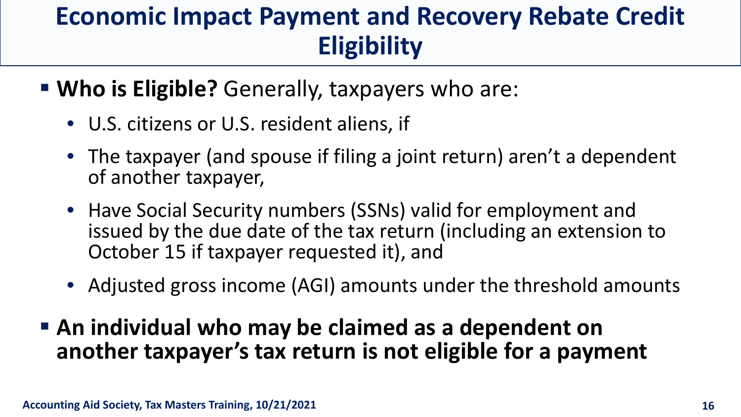# Economic Impact Payment and Recovery Rebate Credit Eligibility

- **Who is Eligible?** Generally, taxpayers who are:
  - U.S. citizens or U.S. resident aliens, if
  - The taxpayer (and spouse if filing a joint return) aren't a dependent of another taxpayer,
  - Have Social Security numbers (SSNs) valid for employment and issued by the due date of the tax return (including an extension to October 15 if taxpayer requested it), and
  - Adjusted gross income (AGI) amounts under the threshold amounts
- **An individual who may be claimed as a dependent on another taxpayer's tax return is not eligible for a payment**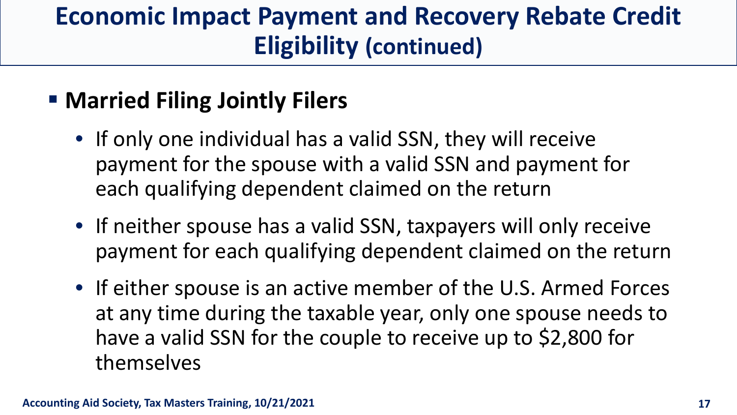# Economic Impact Payment and Recovery Rebate Credit Eligibility (continued)

- **Married Filing Jointly Filers**
  - If only one individual has a valid SSN, they will receive payment for the spouse with a valid SSN and payment for each qualifying dependent claimed on the return
  - If neither spouse has a valid SSN, taxpayers will only receive payment for each qualifying dependent claimed on the return
  - If either spouse is an active member of the U.S. Armed Forces at any time during the taxable year, only one spouse needs to have a valid SSN for the couple to receive up to $2,800 for themselves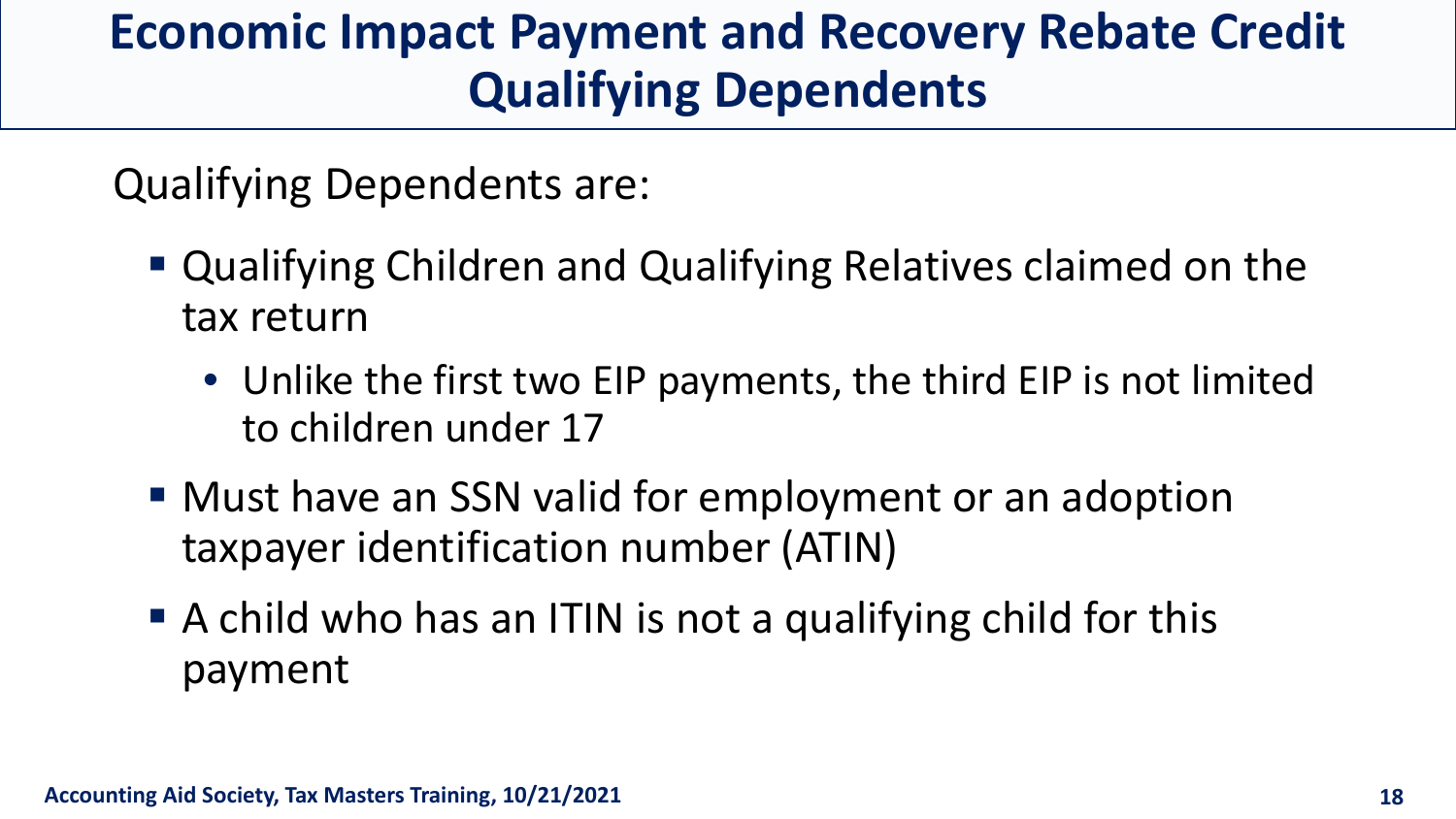# Economic Impact Payment and Recovery Rebate Credit Qualifying Dependents

Qualifying Dependents are:

- Qualifying Children and Qualifying Relatives claimed on the tax return
  - Unlike the first two EIP payments, the third EIP is not limited to children under 17
- Must have an SSN valid for employment or an adoption taxpayer identification number (ATIN)
- A child who has an ITIN is not a qualifying child for this payment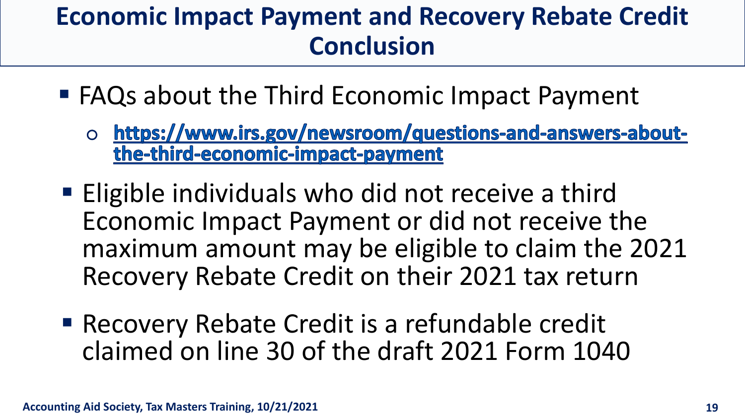# Economic Impact Payment and Recovery Rebate Credit Conclusion

- FAQs about the Third Economic Impact Payment
  - **https://www.irs.gov/newsroom/questions-and-answers-about-the-third-economic-impact-payment**
- Eligible individuals who did not receive a third Economic Impact Payment or did not receive the maximum amount may be eligible to claim the 2021 Recovery Rebate Credit on their 2021 tax return
- Recovery Rebate Credit is a refundable credit claimed on line 30 of the draft 2021 Form 1040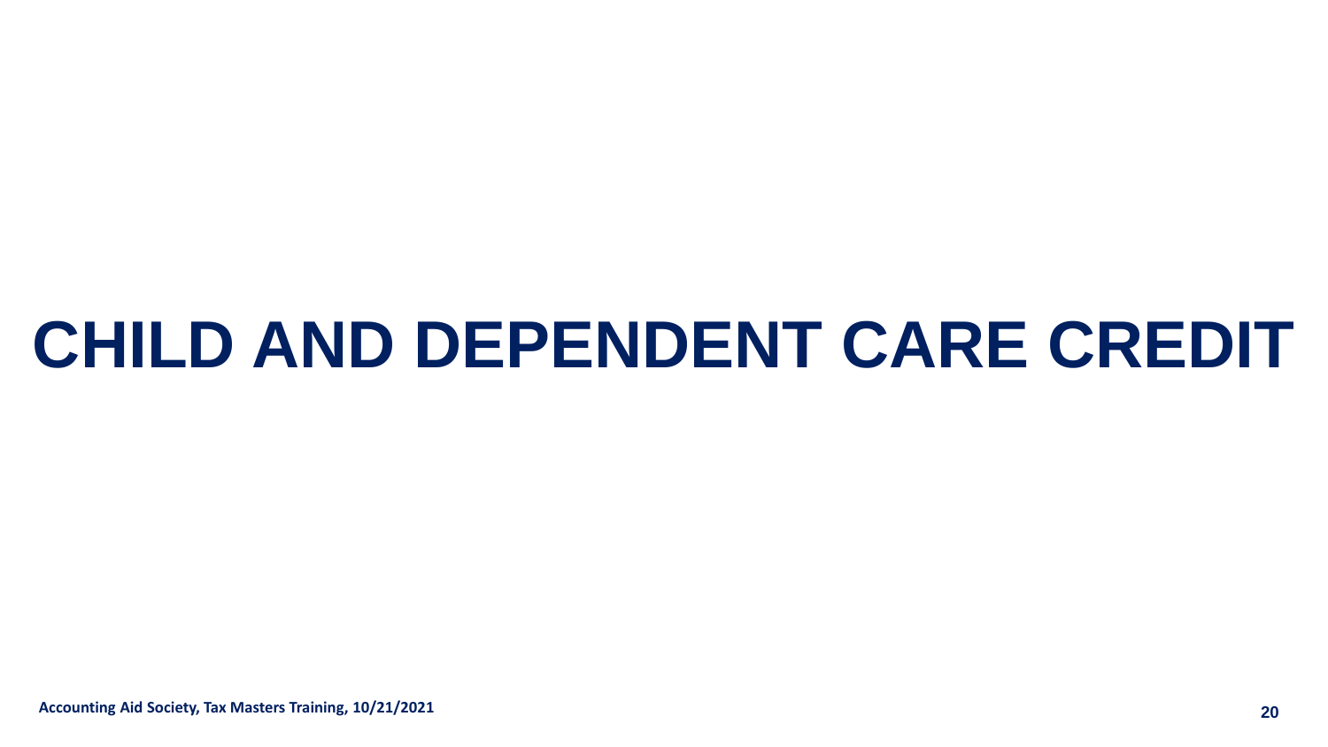# CHILD AND DEPENDENT CARE CREDIT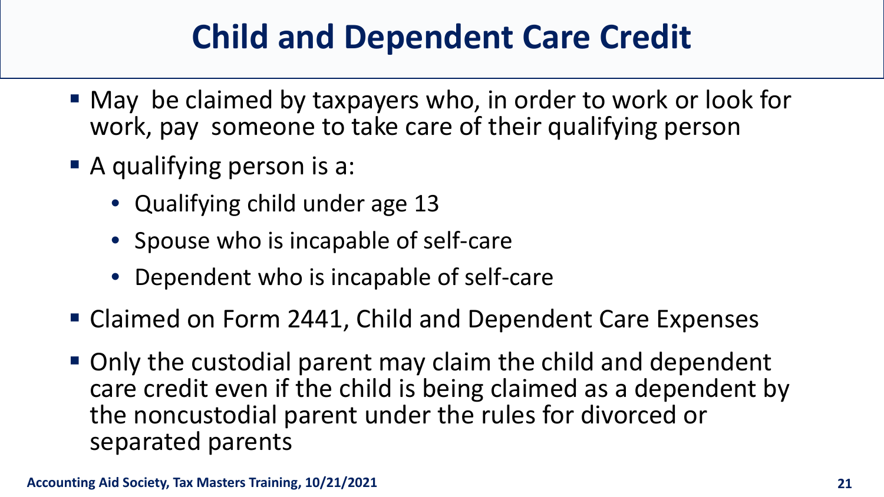# Child and Dependent Care Credit

- May be claimed by taxpayers who, in order to work or look for work, pay someone to take care of their qualifying person
- A qualifying person is a:
  - Qualifying child under age 13
  - Spouse who is incapable of self-care
  - Dependent who is incapable of self-care
- Claimed on Form 2441, Child and Dependent Care Expenses
- Only the custodial parent may claim the child and dependent care credit even if the child is being claimed as a dependent by the noncustodial parent under the rules for divorced or separated parents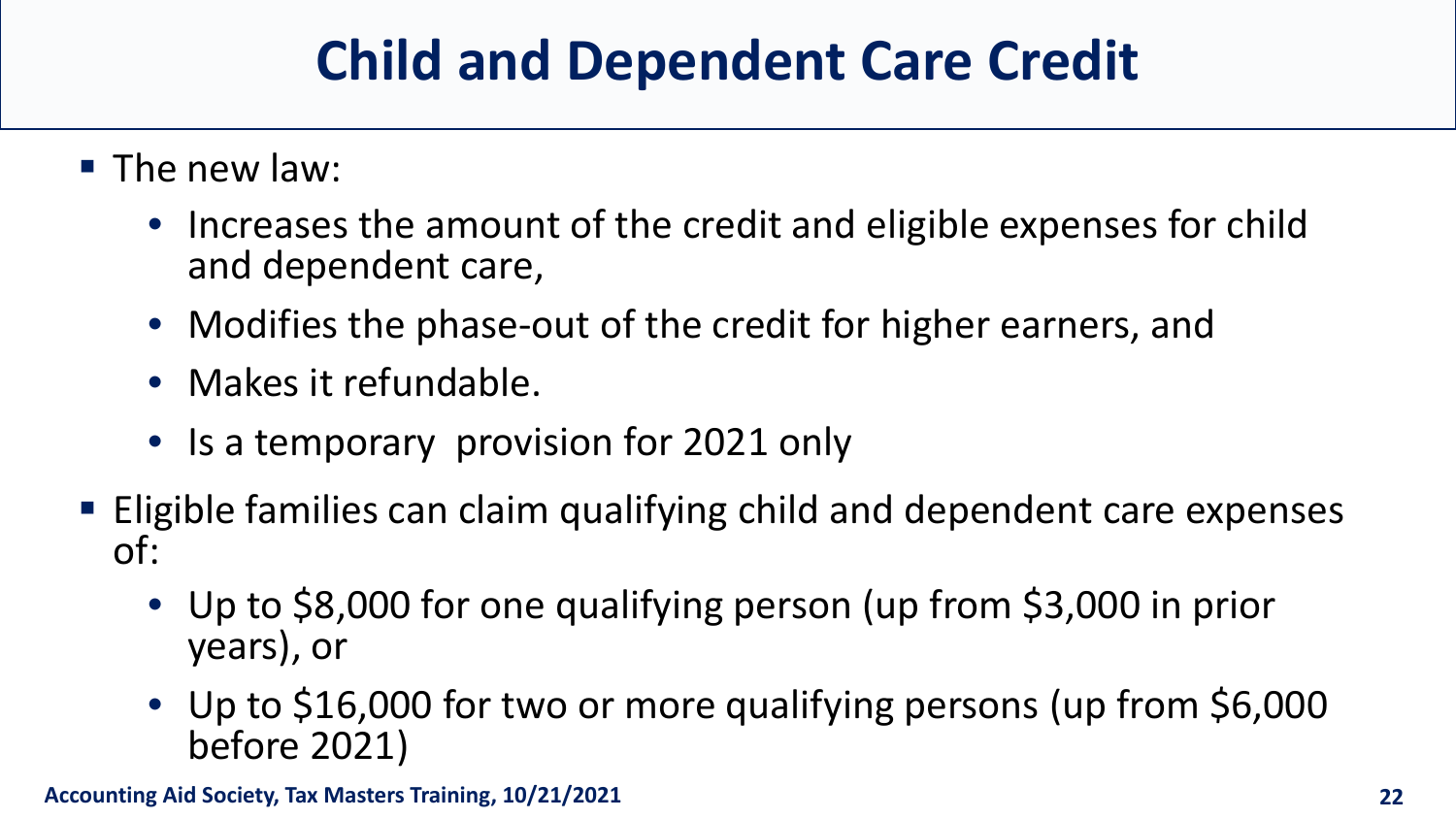# Child and Dependent Care Credit

- The new law:
  - Increases the amount of the credit and eligible expenses for child and dependent care,
  - Modifies the phase-out of the credit for higher earners, and
  - Makes it refundable.
  - Is a temporary provision for 2021 only
- Eligible families can claim qualifying child and dependent care expenses of:
  - Up to $8,000 for one qualifying person (up from $3,000 in prior years), or
  - Up to $16,000 for two or more qualifying persons (up from $6,000 before 2021)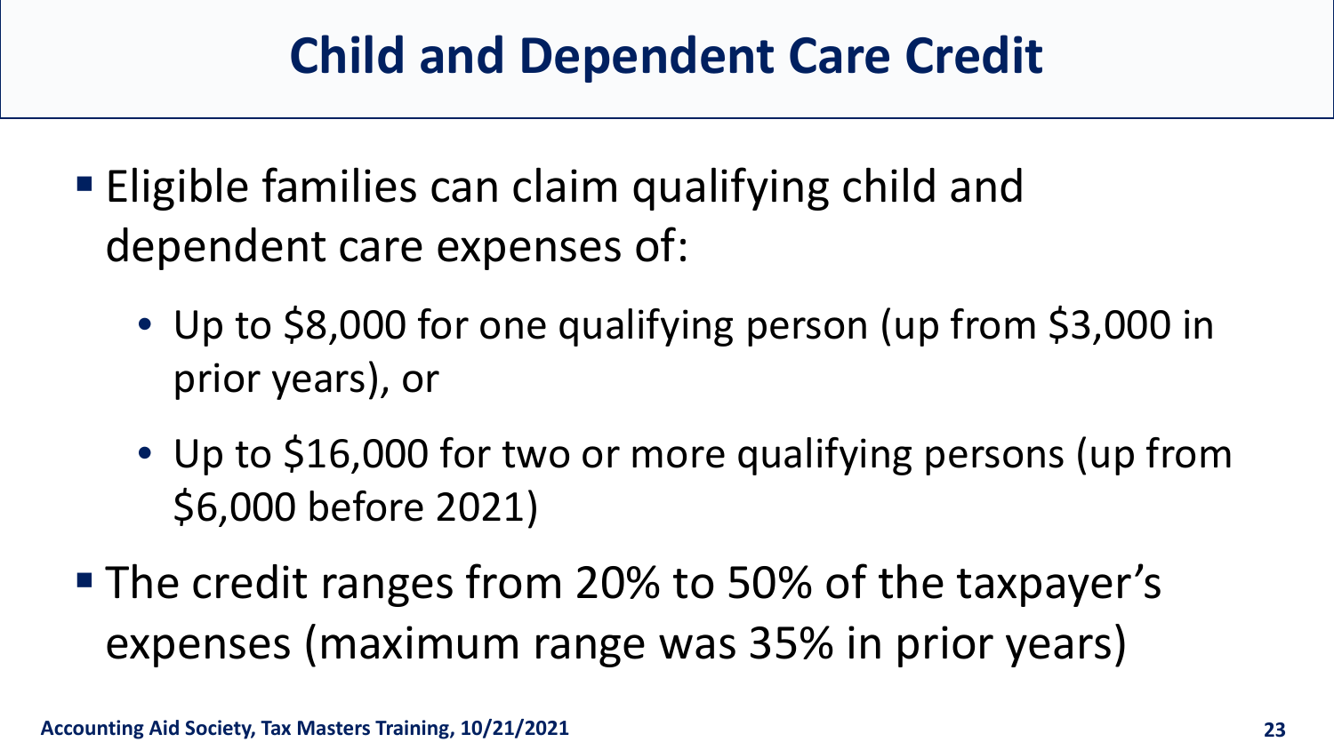# Child and Dependent Care Credit

- Eligible families can claim qualifying child and dependent care expenses of:
  - Up to $8,000 for one qualifying person (up from $3,000 in prior years), or
  - Up to $16,000 for two or more qualifying persons (up from $6,000 before 2021)
- The credit ranges from 20% to 50% of the taxpayer's expenses (maximum range was 35% in prior years)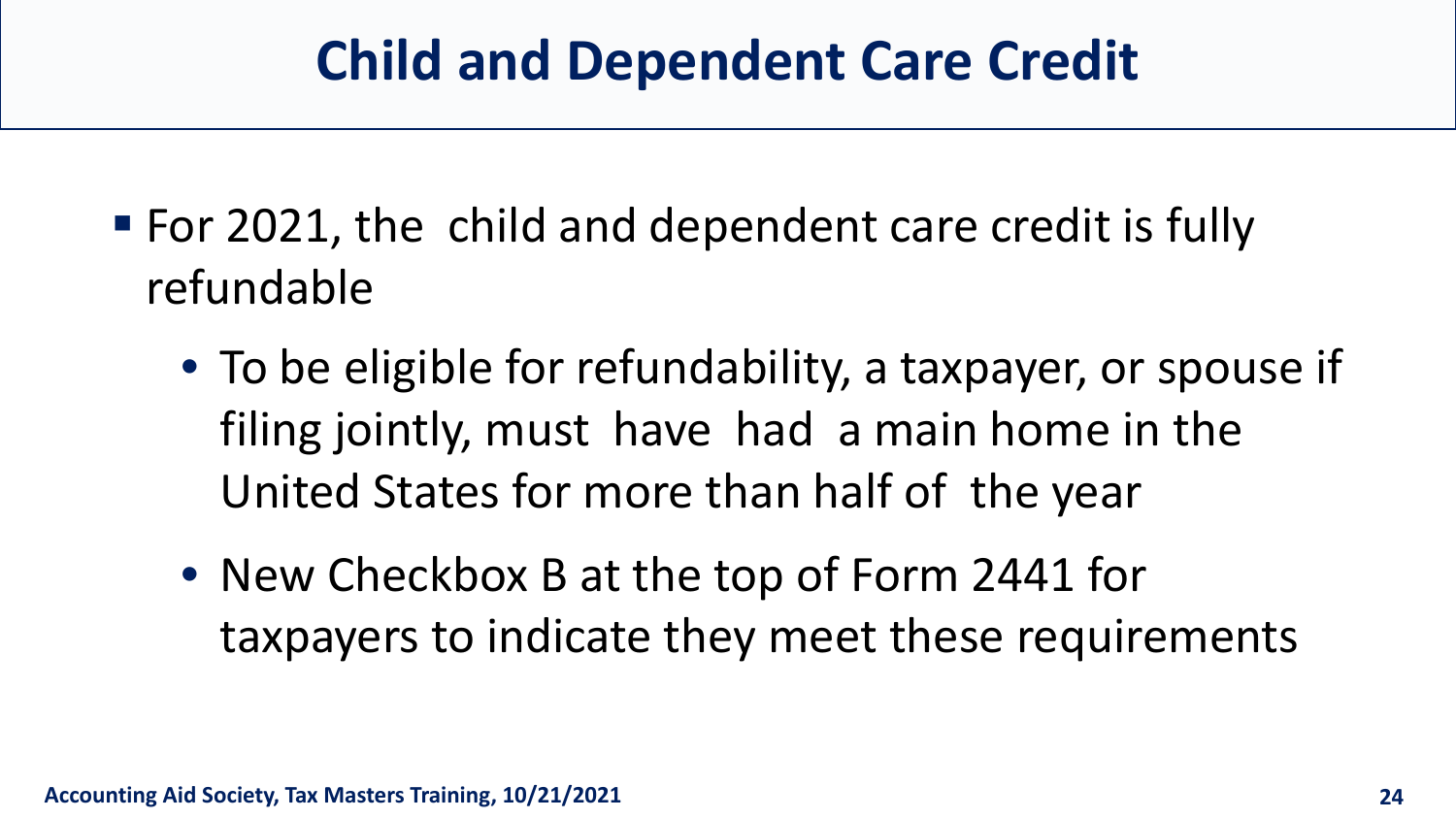# Child and Dependent Care Credit

- For 2021, the child and dependent care credit is fully refundable
  - To be eligible for refundability, a taxpayer, or spouse if filing jointly, must have had a main home in the United States for more than half of the year
  - New Checkbox B at the top of Form 2441 for taxpayers to indicate they meet these requirements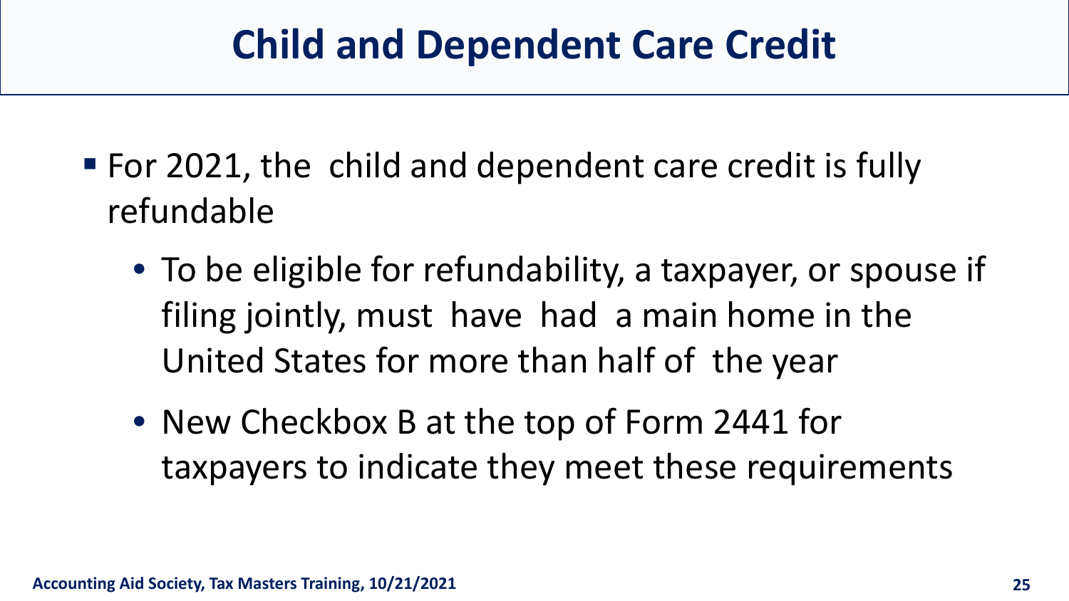# Child and Dependent Care Credit

- For 2021, the child and dependent care credit is fully refundable
  - To be eligible for refundability, a taxpayer, or spouse if filing jointly, must have had a main home in the United States for more than half of the year
  - New Checkbox B at the top of Form 2441 for taxpayers to indicate they meet these requirements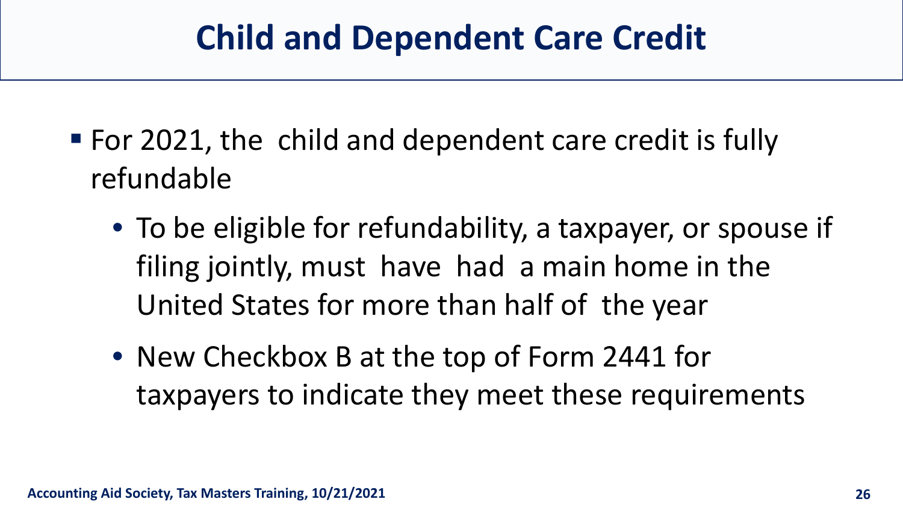# Child and Dependent Care Credit

- For 2021, the child and dependent care credit is fully refundable
  - To be eligible for refundability, a taxpayer, or spouse if filing jointly, must have had a main home in the United States for more than half of the year
  - New Checkbox B at the top of Form 2441 for taxpayers to indicate they meet these requirements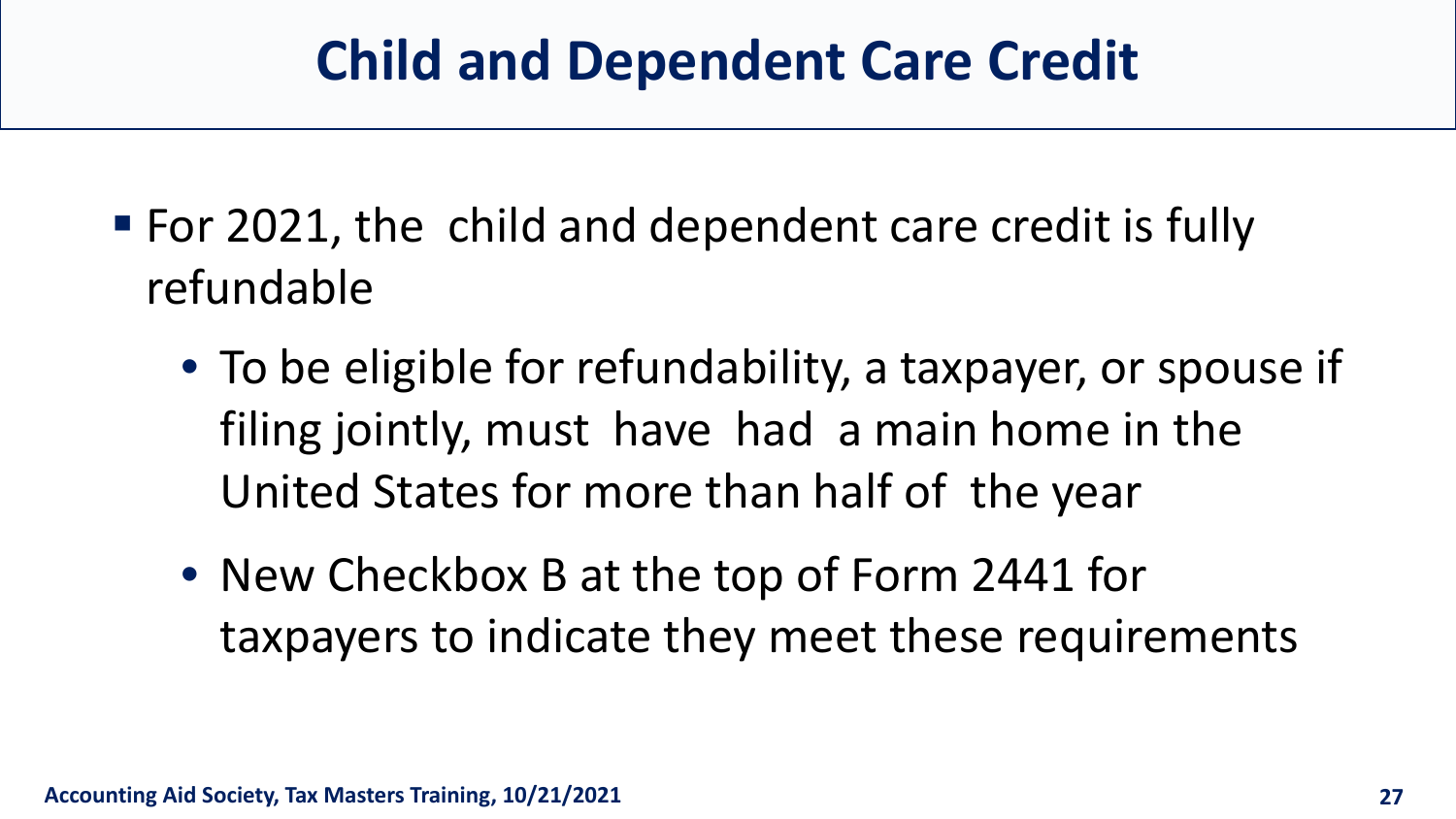# Child and Dependent Care Credit

- For 2021, the child and dependent care credit is fully refundable
  - To be eligible for refundability, a taxpayer, or spouse if filing jointly, must have had a main home in the United States for more than half of the year
  - New Checkbox B at the top of Form 2441 for taxpayers to indicate they meet these requirements

**Accounting Aid Society, Tax Masters Training, 10/21/2021**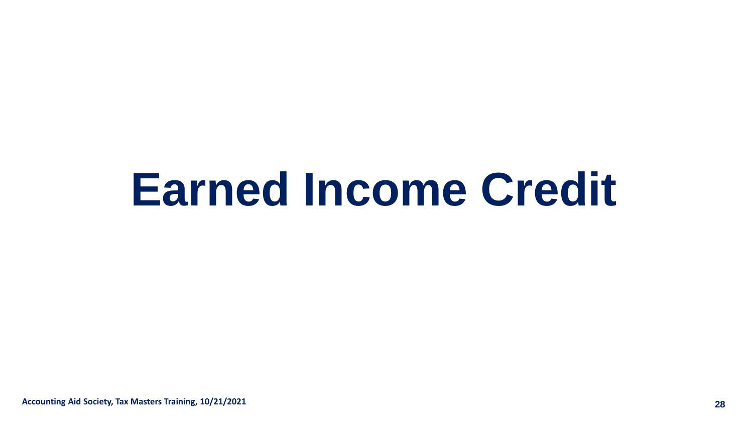# Earned Income Credit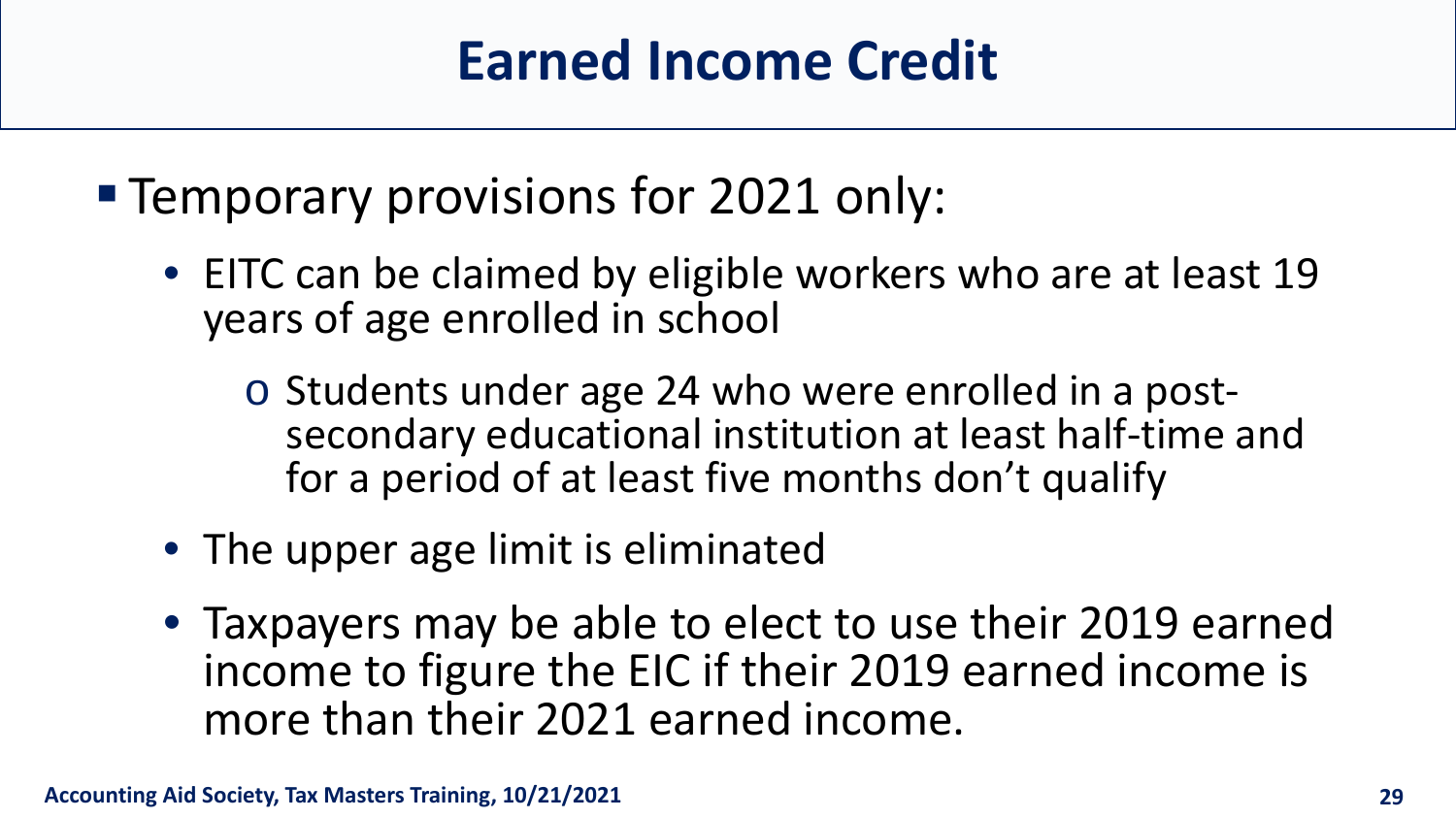# Earned Income Credit

- Temporary provisions for 2021 only:
  - EITC can be claimed by eligible workers who are at least 19 years of age enrolled in school
    - Students under age 24 who were enrolled in a post-secondary educational institution at least half-time and for a period of at least five months don't qualify
  - The upper age limit is eliminated
  - Taxpayers may be able to elect to use their 2019 earned income to figure the EIC if their 2019 earned income is more than their 2021 earned income.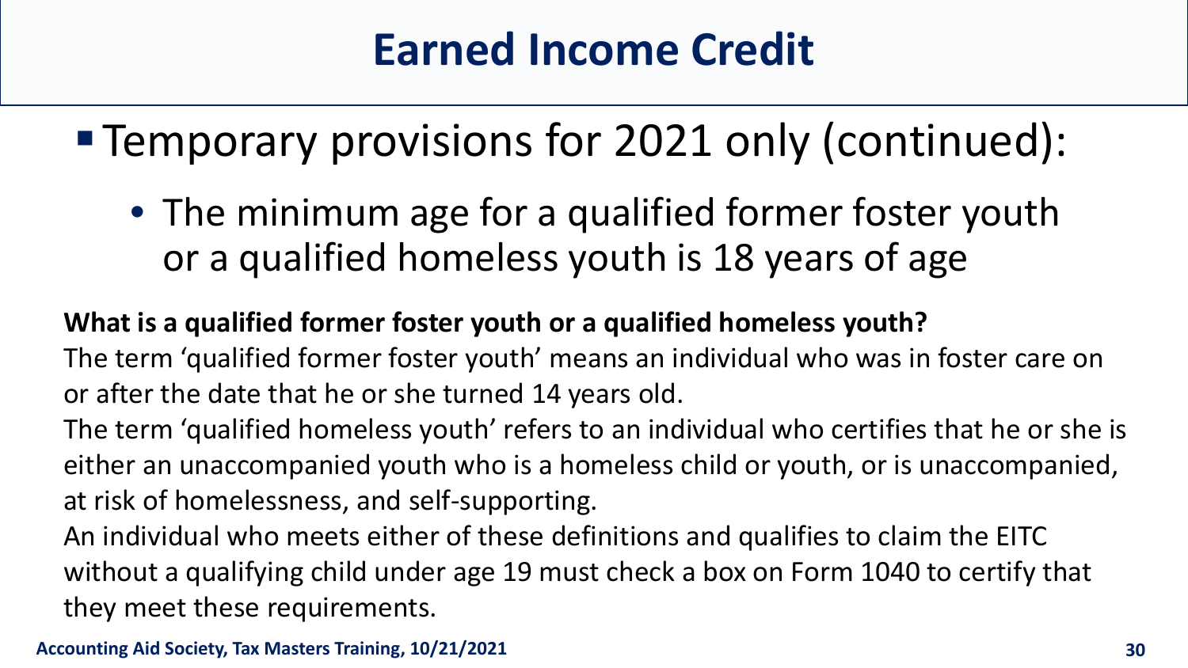# Earned Income Credit

- Temporary provisions for 2021 only (continued):
  - The minimum age for a qualified former foster youth or a qualified homeless youth is 18 years of age

**What is a qualified former foster youth or a qualified homeless youth?**

The term 'qualified former foster youth' means an individual who was in foster care on or after the date that he or she turned 14 years old.

The term 'qualified homeless youth' refers to an individual who certifies that he or she is either an unaccompanied youth who is a homeless child or youth, or is unaccompanied, at risk of homelessness, and self-supporting.

An individual who meets either of these definitions and qualifies to claim the EITC without a qualifying child under age 19 must check a box on Form 1040 to certify that they meet these requirements.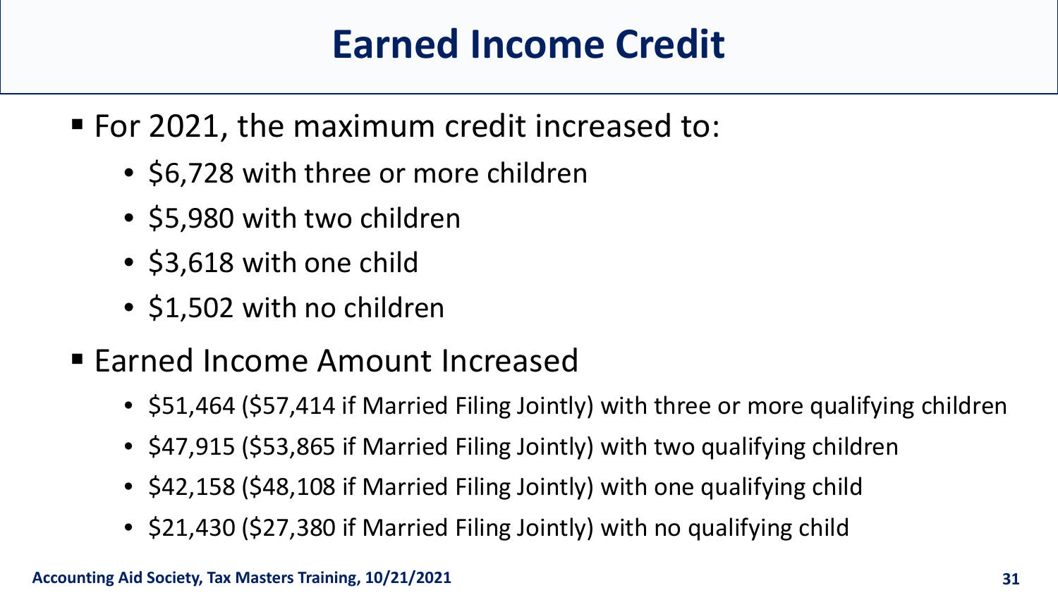# Earned Income Credit

- For 2021, the maximum credit increased to:
  - $6,728 with three or more children
  - $5,980 with two children
  - $3,618 with one child
  - $1,502 with no children
- Earned Income Amount Increased
  - $51,464 ($57,414 if Married Filing Jointly) with three or more qualifying children
  - $47,915 ($53,865 if Married Filing Jointly) with two qualifying children
  - $42,158 ($48,108 if Married Filing Jointly) with one qualifying child
  - $21,430 ($27,380 if Married Filing Jointly) with no qualifying child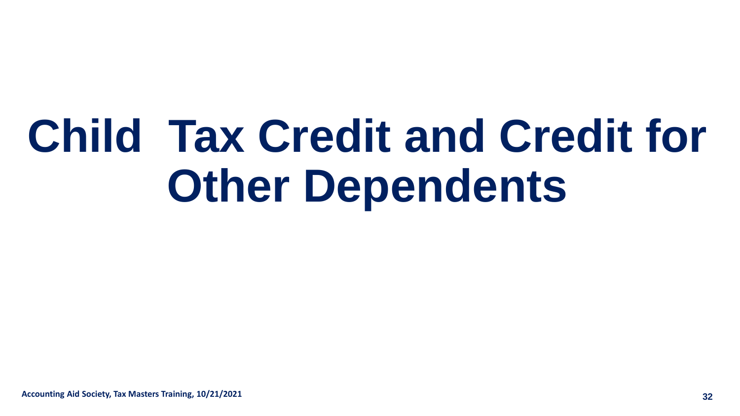# Child Tax Credit and Credit for Other Dependents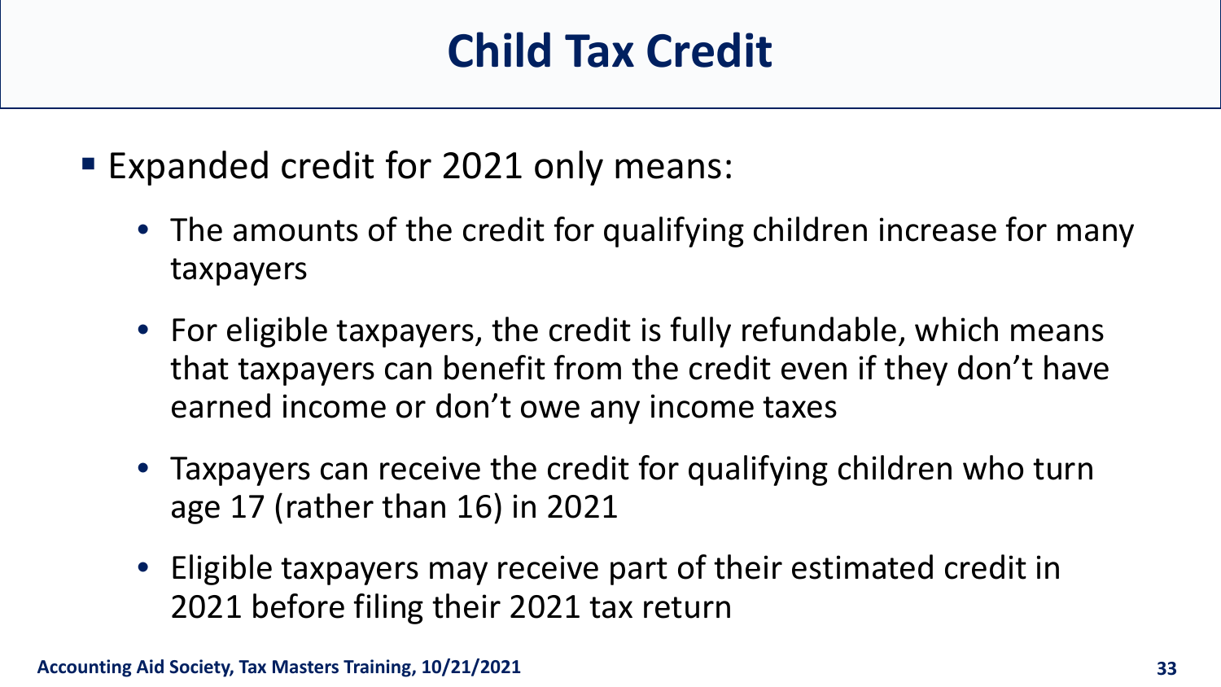# Child Tax Credit

- Expanded credit for 2021 only means:
  - The amounts of the credit for qualifying children increase for many taxpayers
  - For eligible taxpayers, the credit is fully refundable, which means that taxpayers can benefit from the credit even if they don't have earned income or don't owe any income taxes
  - Taxpayers can receive the credit for qualifying children who turn age 17 (rather than 16) in 2021
  - Eligible taxpayers may receive part of their estimated credit in 2021 before filing their 2021 tax return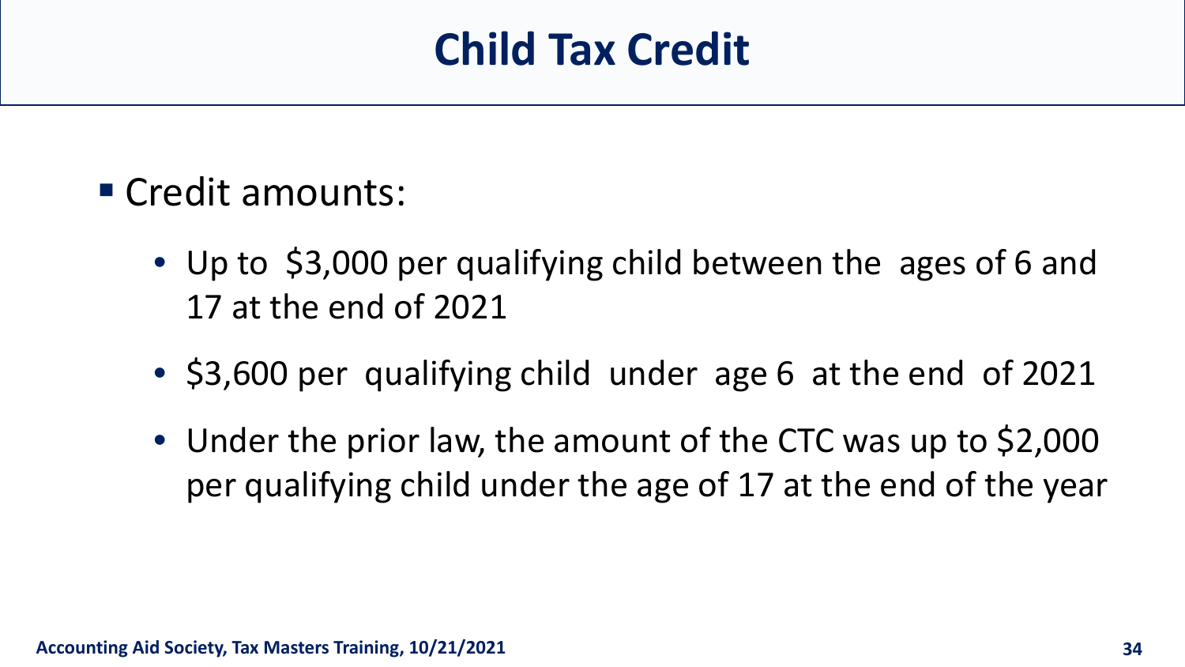# Child Tax Credit

- Credit amounts:
  - Up to $3,000 per qualifying child between the ages of 6 and 17 at the end of 2021
  - $3,600 per qualifying child under age 6 at the end of 2021
  - Under the prior law, the amount of the CTC was up to $2,000 per qualifying child under the age of 17 at the end of the year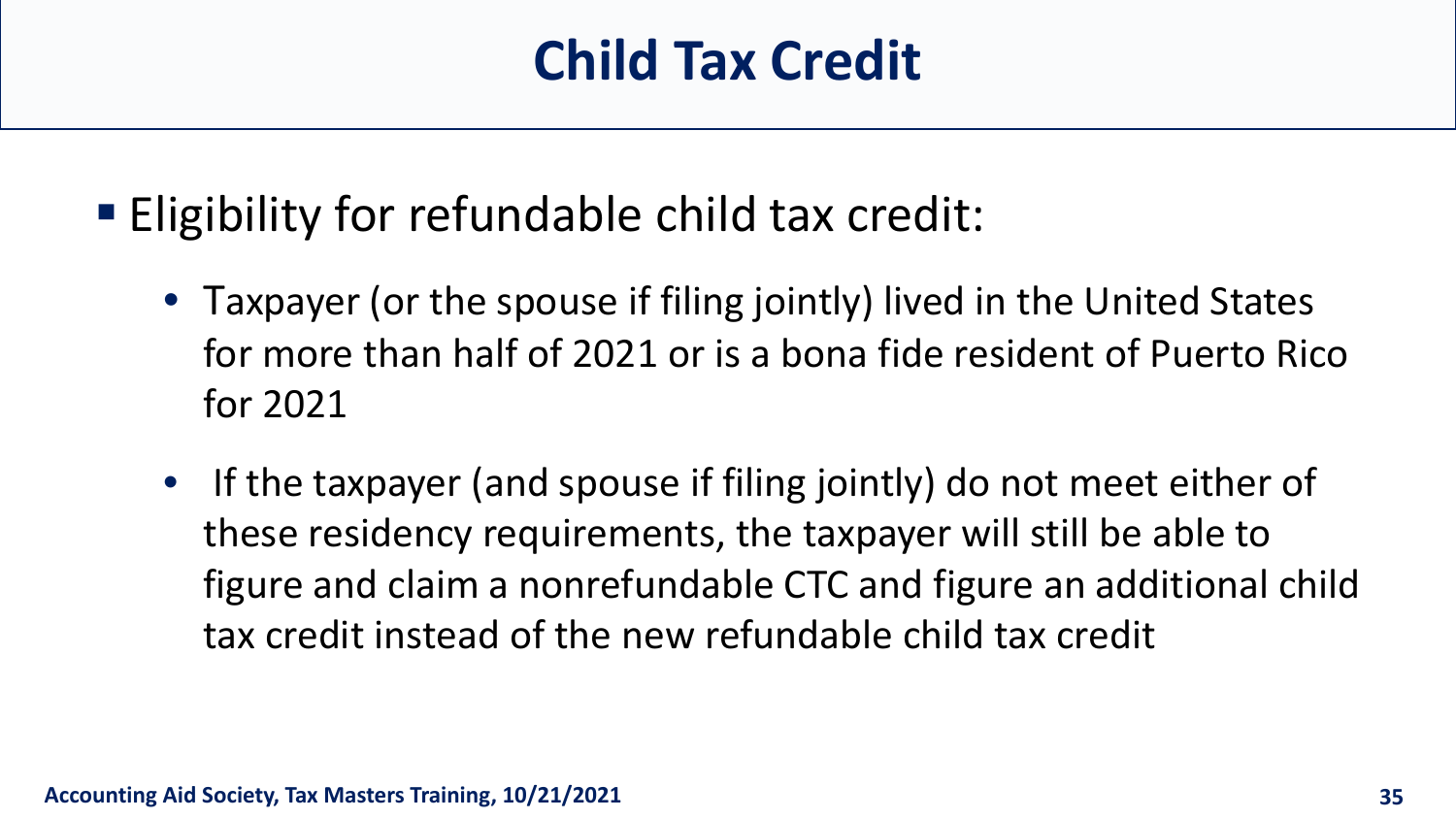# Child Tax Credit

- Eligibility for refundable child tax credit:
  - Taxpayer (or the spouse if filing jointly) lived in the United States for more than half of 2021 or is a bona fide resident of Puerto Rico for 2021
  - If the taxpayer (and spouse if filing jointly) do not meet either of these residency requirements, the taxpayer will still be able to figure and claim a nonrefundable CTC and figure an additional child tax credit instead of the new refundable child tax credit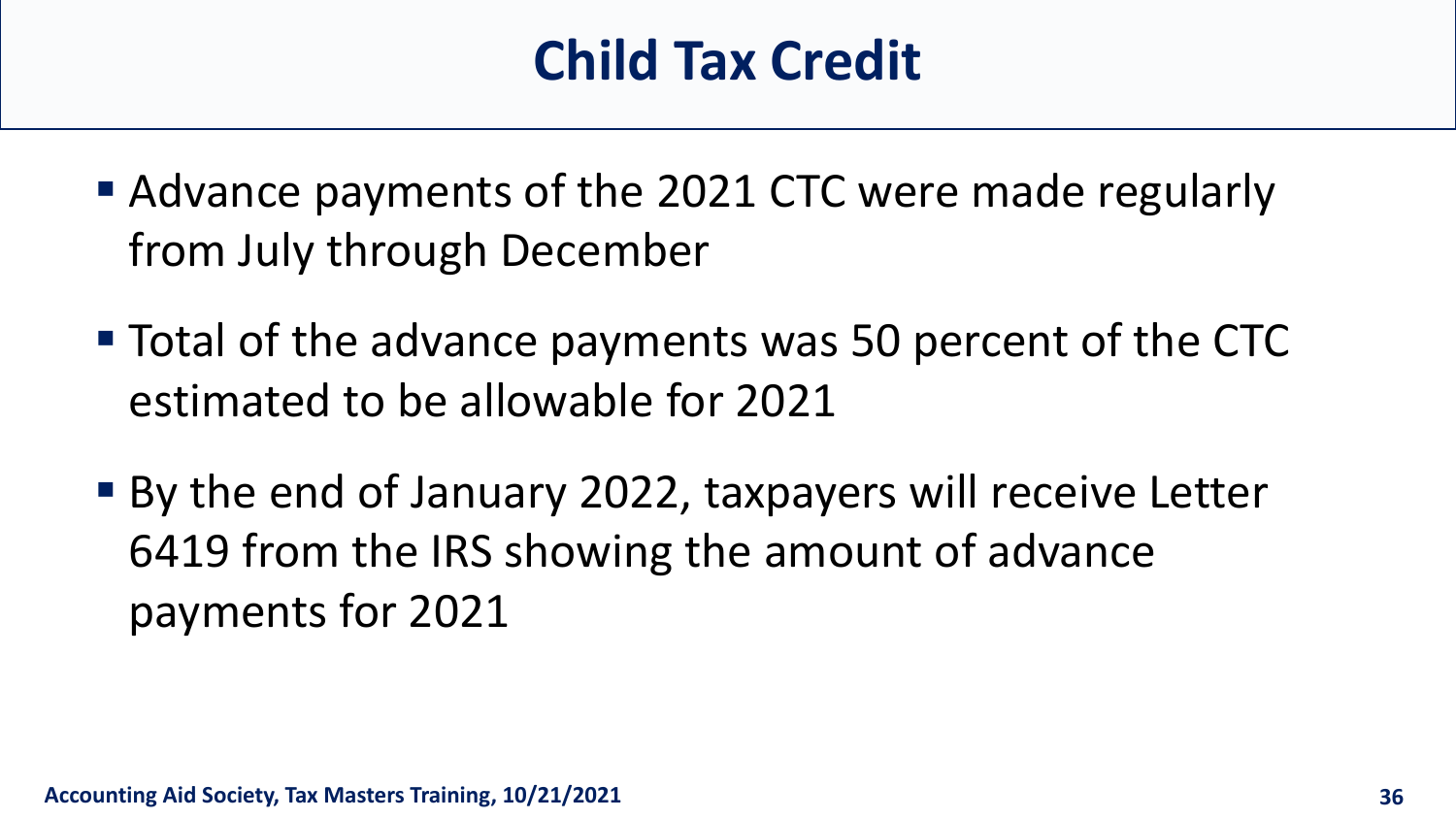# Child Tax Credit

- Advance payments of the 2021 CTC were made regularly from July through December
- Total of the advance payments was 50 percent of the CTC estimated to be allowable for 2021
- By the end of January 2022, taxpayers will receive Letter 6419 from the IRS showing the amount of advance payments for 2021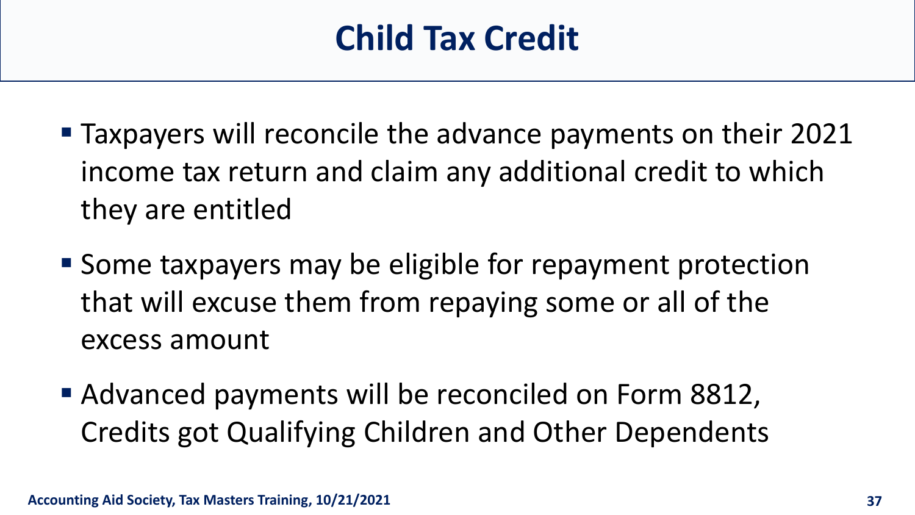# Child Tax Credit

- Taxpayers will reconcile the advance payments on their 2021 income tax return and claim any additional credit to which they are entitled
- Some taxpayers may be eligible for repayment protection that will excuse them from repaying some or all of the excess amount
- Advanced payments will be reconciled on Form 8812, Credits got Qualifying Children and Other Dependents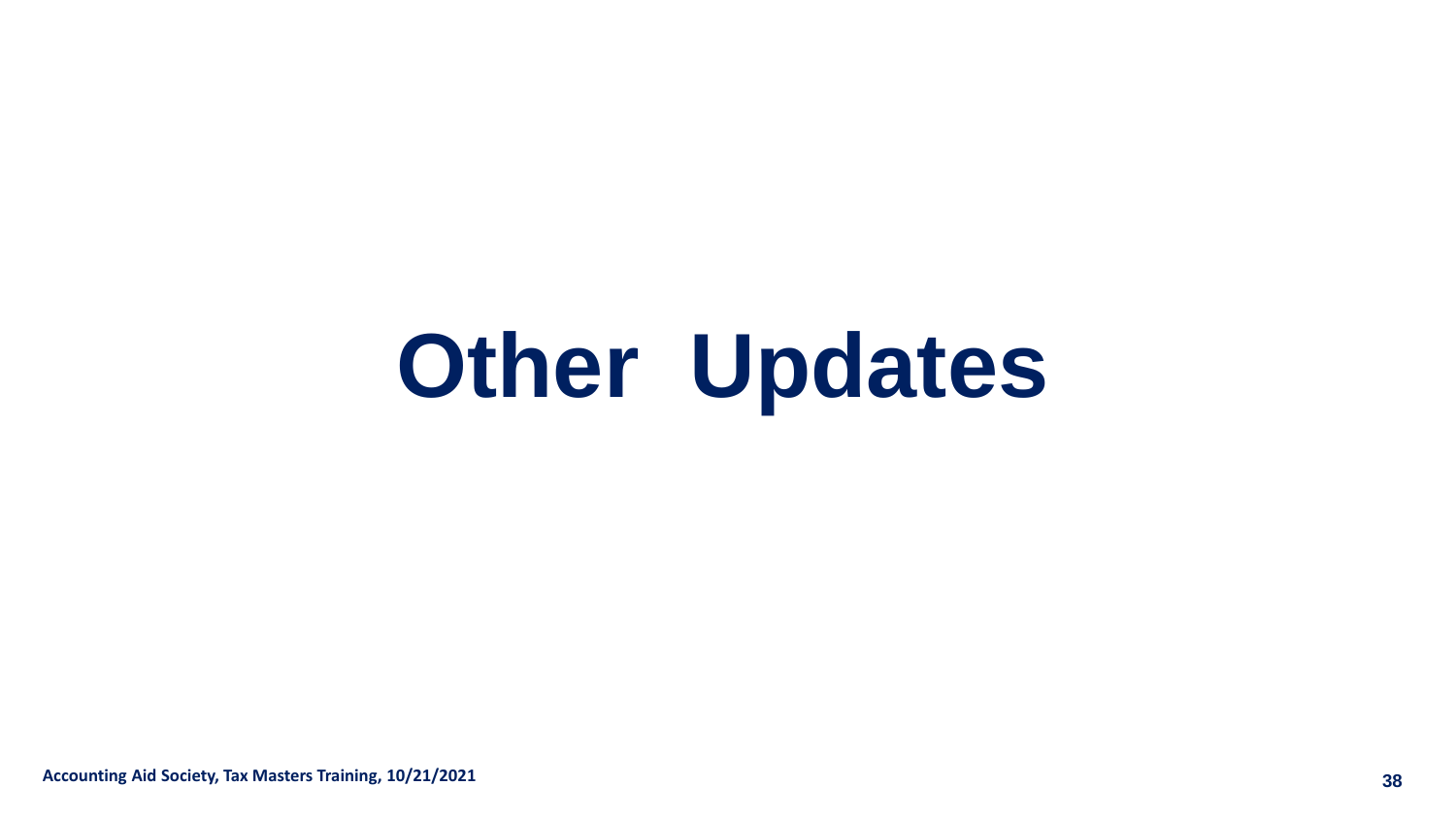# Other Updates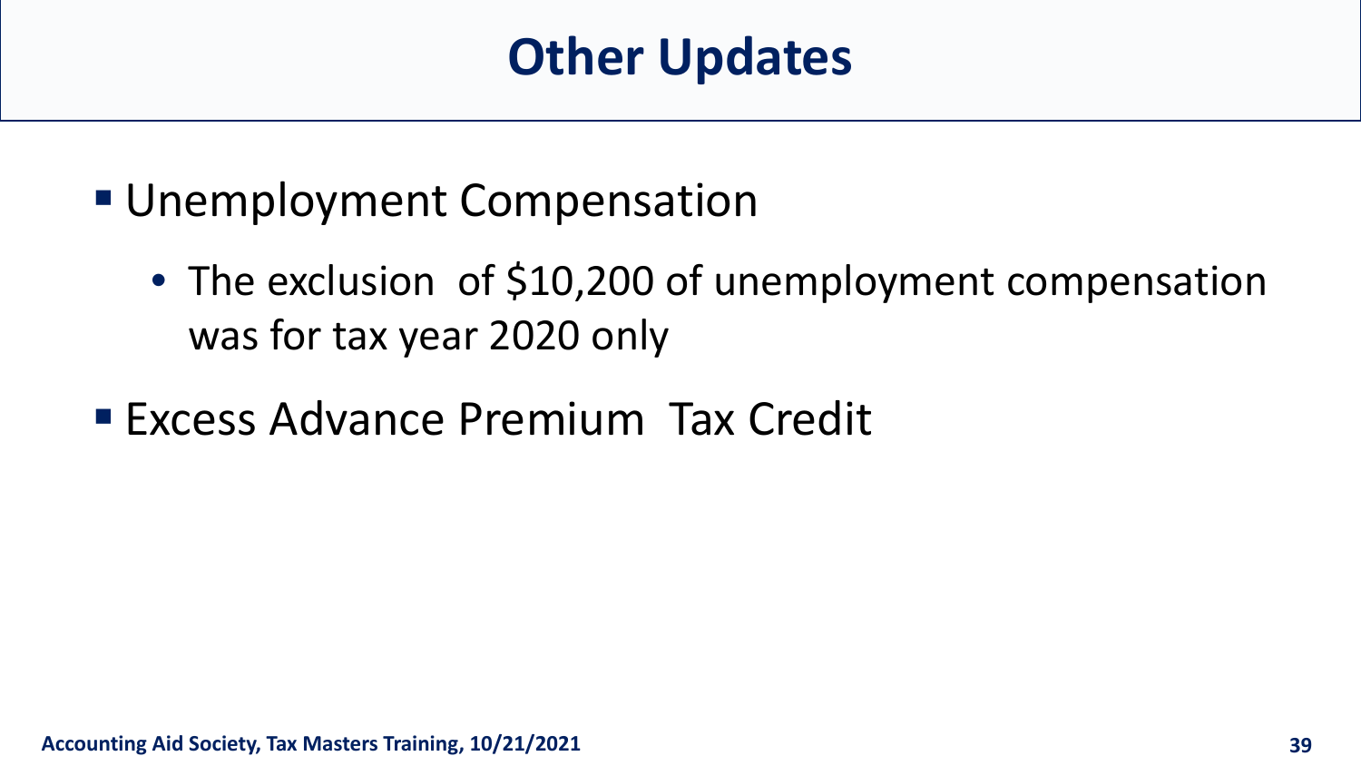# Other Updates

- Unemployment Compensation
  - The exclusion of $10,200 of unemployment compensation was for tax year 2020 only
- Excess Advance Premium Tax Credit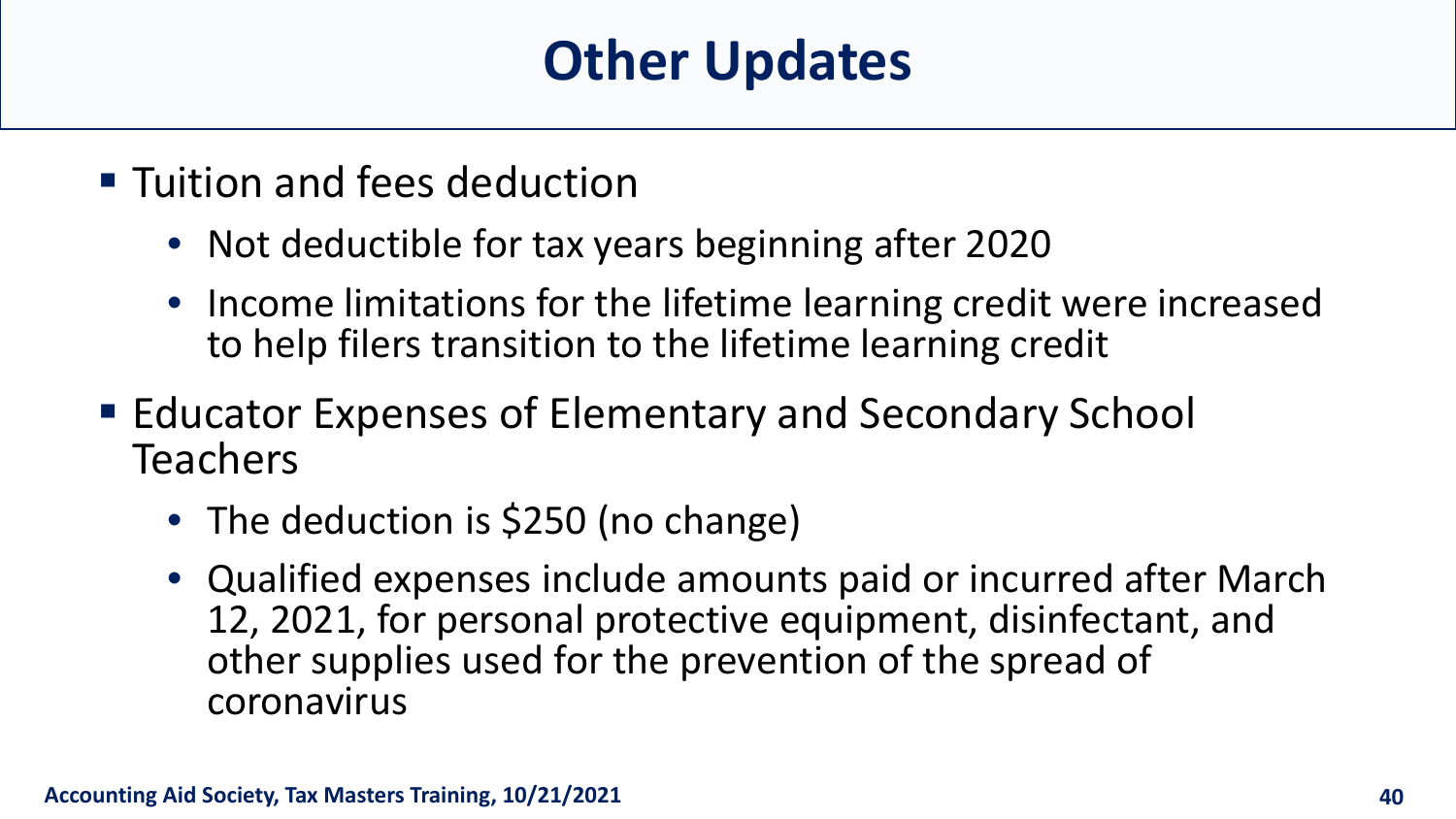# Other Updates

- Tuition and fees deduction
  - Not deductible for tax years beginning after 2020
  - Income limitations for the lifetime learning credit were increased to help filers transition to the lifetime learning credit
- Educator Expenses of Elementary and Secondary School Teachers
  - The deduction is $250 (no change)
  - Qualified expenses include amounts paid or incurred after March 12, 2021, for personal protective equipment, disinfectant, and other supplies used for the prevention of the spread of coronavirus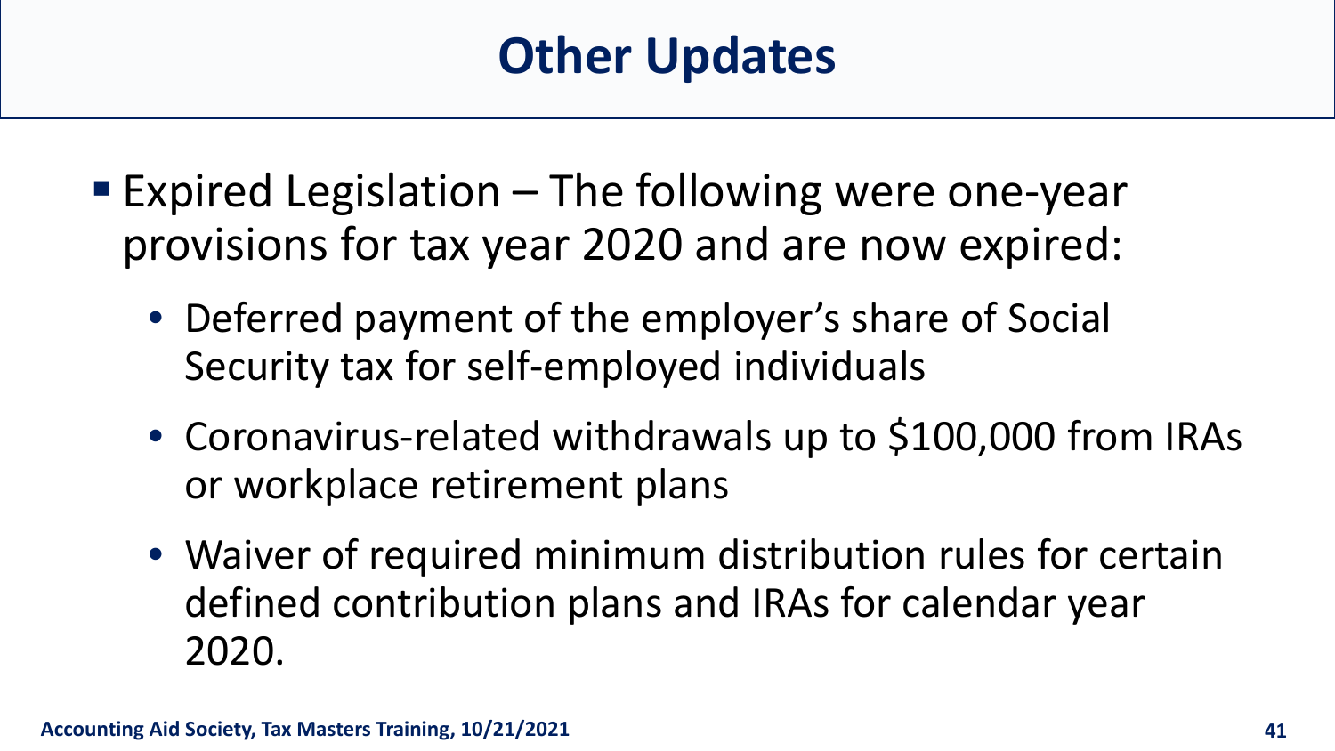# Other Updates

- Expired Legislation – The following were one-year provisions for tax year 2020 and are now expired:
  - Deferred payment of the employer's share of Social Security tax for self-employed individuals
  - Coronavirus-related withdrawals up to $100,000 from IRAs or workplace retirement plans
  - Waiver of required minimum distribution rules for certain defined contribution plans and IRAs for calendar year 2020.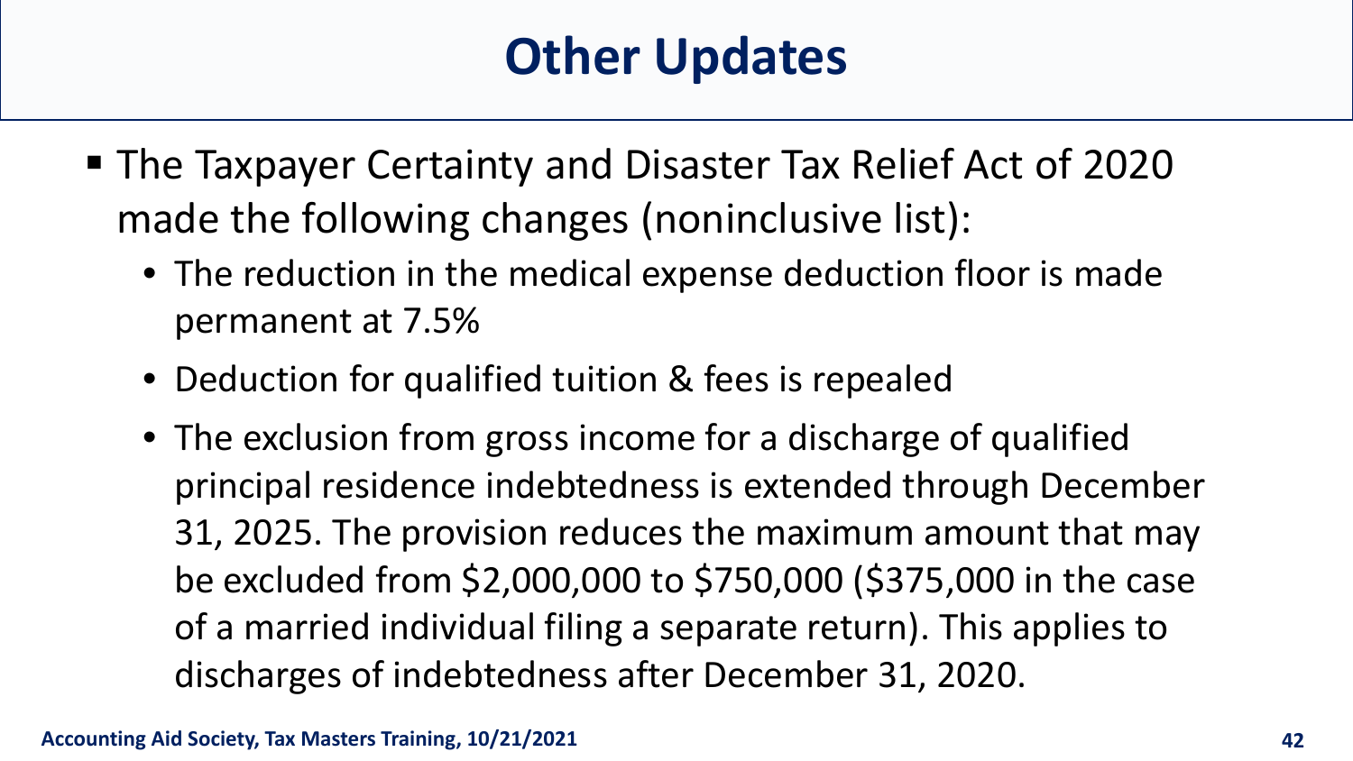# Other Updates

- The Taxpayer Certainty and Disaster Tax Relief Act of 2020 made the following changes (noninclusive list):
  - The reduction in the medical expense deduction floor is made permanent at 7.5%
  - Deduction for qualified tuition & fees is repealed
  - The exclusion from gross income for a discharge of qualified principal residence indebtedness is extended through December 31, 2025. The provision reduces the maximum amount that may be excluded from $2,000,000 to $750,000 ($375,000 in the case of a married individual filing a separate return). This applies to discharges of indebtedness after December 31, 2020.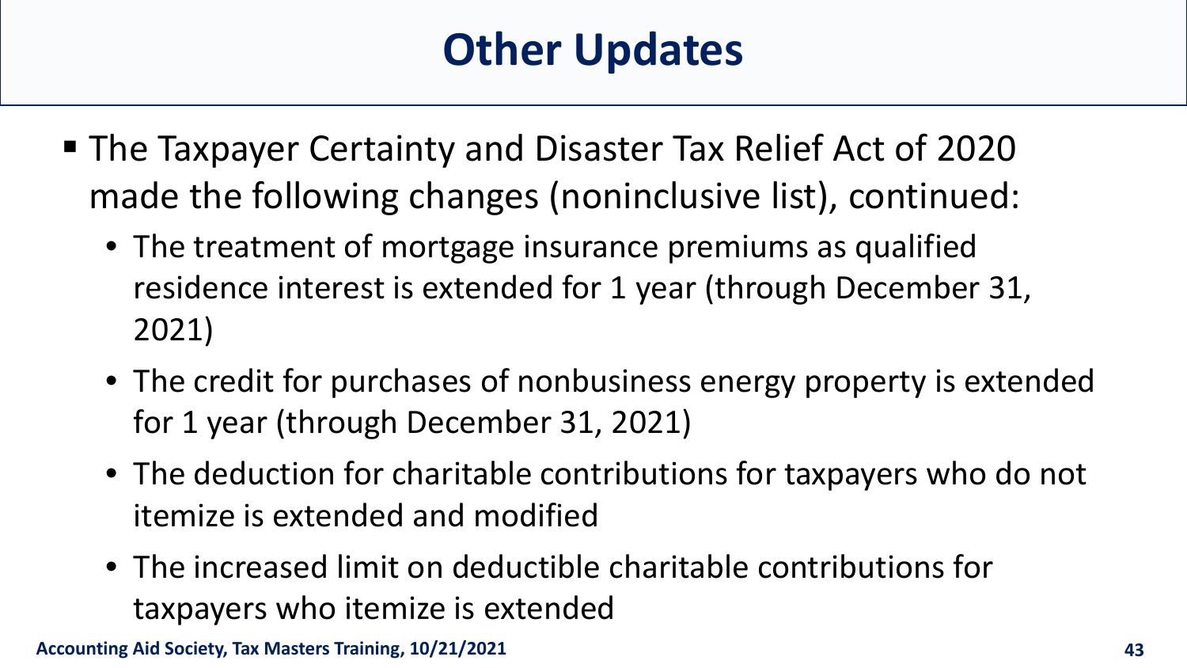# Other Updates

- The Taxpayer Certainty and Disaster Tax Relief Act of 2020 made the following changes (noninclusive list), continued:
  - The treatment of mortgage insurance premiums as qualified residence interest is extended for 1 year (through December 31, 2021)
  - The credit for purchases of nonbusiness energy property is extended for 1 year (through December 31, 2021)
  - The deduction for charitable contributions for taxpayers who do not itemize is extended and modified
  - The increased limit on deductible charitable contributions for taxpayers who itemize is extended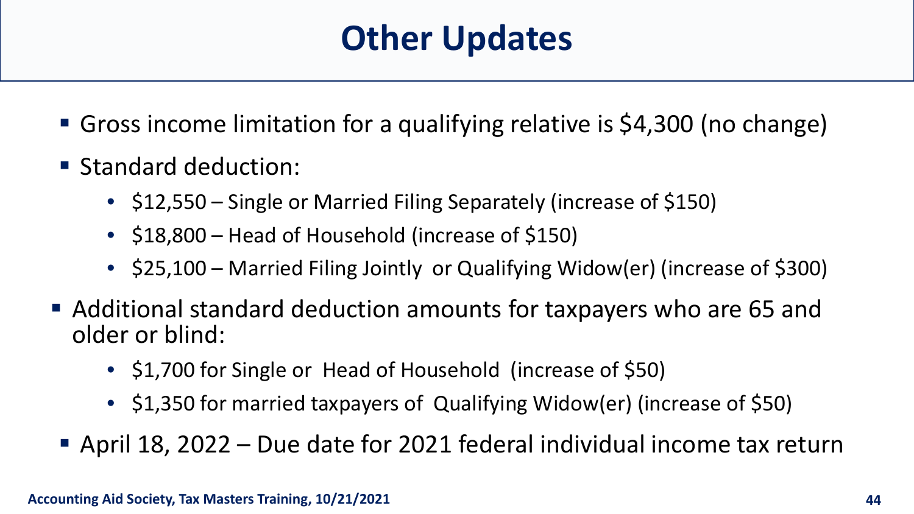# Other Updates

- Gross income limitation for a qualifying relative is $4,300 (no change)
- Standard deduction:
  - $12,550 – Single or Married Filing Separately (increase of $150)
  - $18,800 – Head of Household (increase of $150)
  - $25,100 – Married Filing Jointly or Qualifying Widow(er) (increase of $300)
- Additional standard deduction amounts for taxpayers who are 65 and older or blind:
  - $1,700 for Single or Head of Household (increase of $50)
  - $1,350 for married taxpayers of Qualifying Widow(er) (increase of $50)
- April 18, 2022 – Due date for 2021 federal individual income tax return

**Accounting Aid Society, Tax Masters Training, 10/21/2021**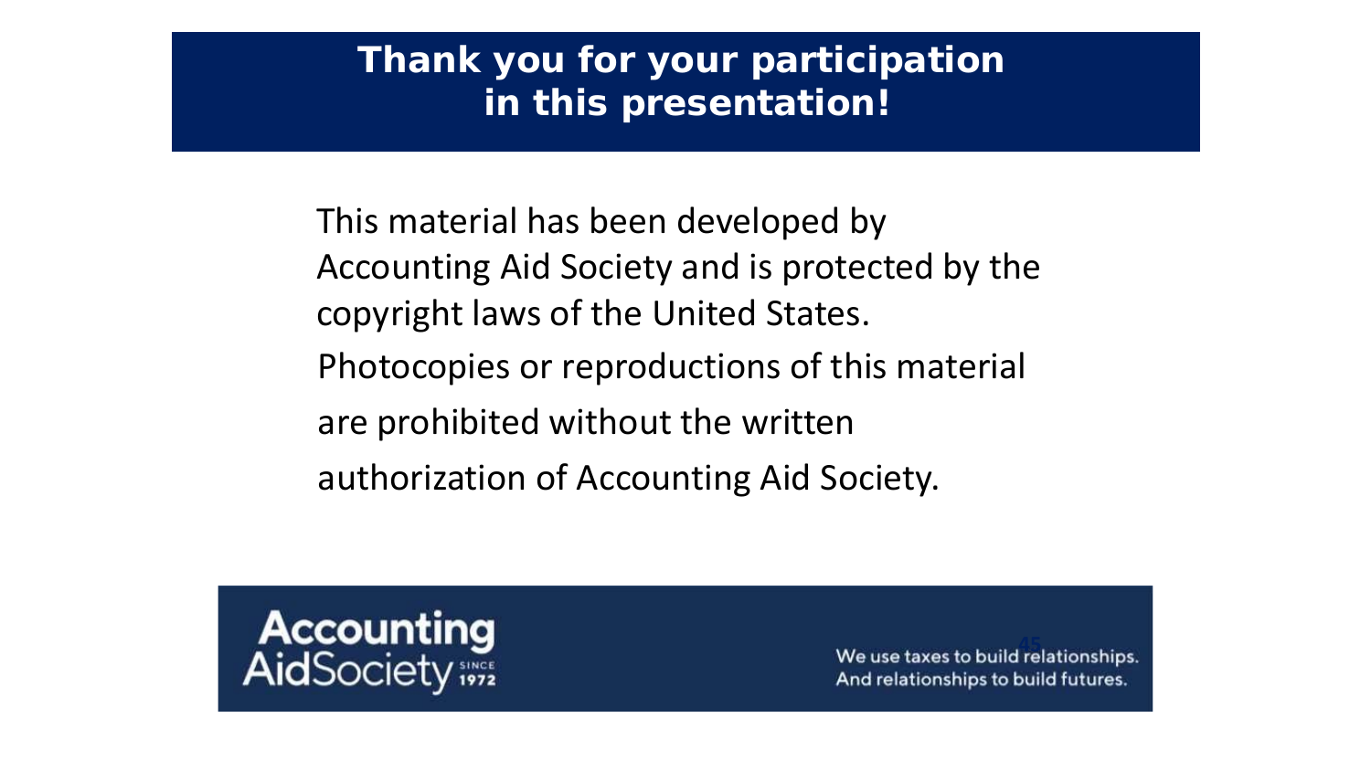# Thank you for your participation in this presentation!

This material has been developed by Accounting Aid Society and is protected by the copyright laws of the United States.

Photocopies or reproductions of this material are prohibited without the written authorization of Accounting Aid Society.

Accounting AidSociety SINCE 1972

We use taxes to build relationships.
And relationships to build futures.